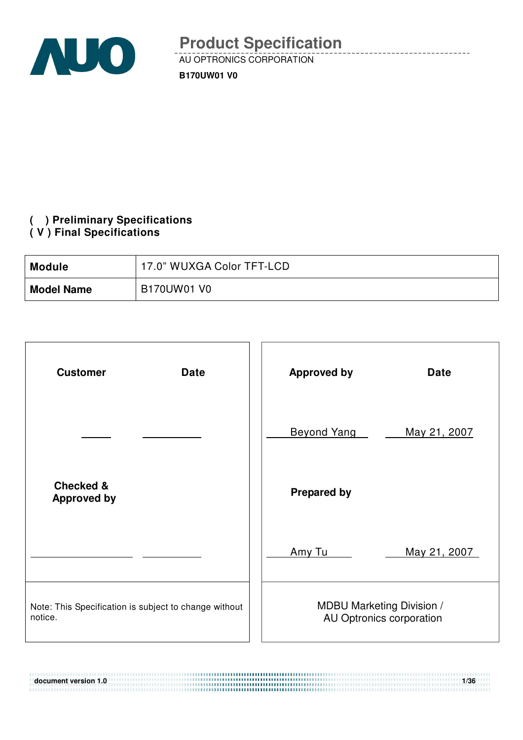# Product Specification

AU OPTRONICS CORPORATION

**B170UW01 V0**

**( ) Preliminary Specifications**
**( V ) Final Specifications**

| **Module** | 17.0" WUXGA Color TFT-LCD |
|---|---|
| **Model Name** | B170UW01 V0 |

| **Customer** | **Date** | **Approved by** | **Date** |
|---|---|---|---|
| | | Beyond Yang | May 21, 2007 |
| **Checked & Approved by** | | **Prepared by** | |
| | | Amy Tu | May 21, 2007 |
| Note: This Specification is subject to change without notice. | | MDBU Marketing Division / AU Optronics corporation | |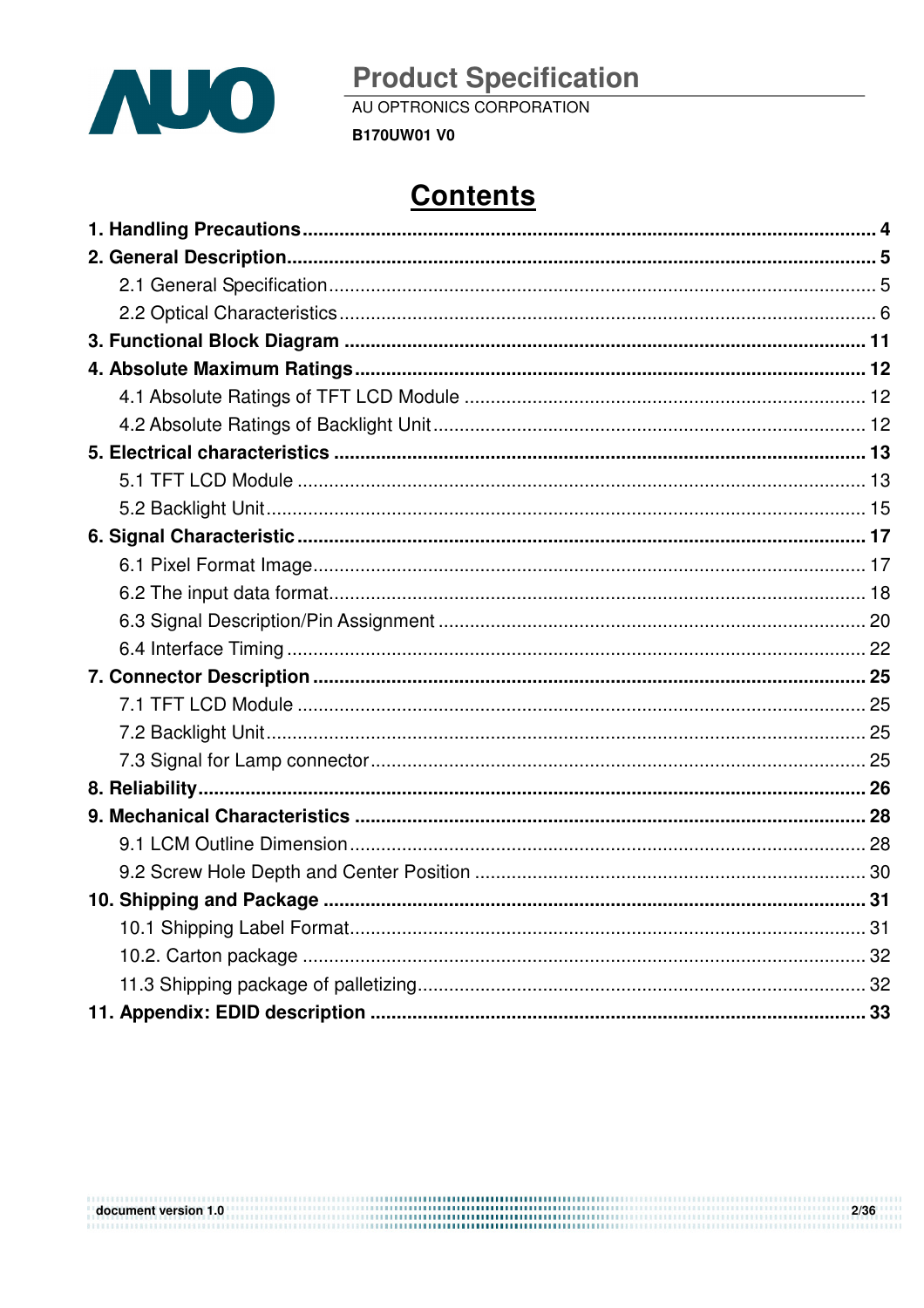# Contents

**1. Handling Precautions** .......... **4**

**2. General Description** .......... **5**

- 2.1 General Specification .......... 5
- 2.2 Optical Characteristics .......... 6

**3. Functional Block Diagram** .......... **11**

**4. Absolute Maximum Ratings** .......... **12**

- 4.1 Absolute Ratings of TFT LCD Module .......... 12
- 4.2 Absolute Ratings of Backlight Unit .......... 12

**5. Electrical characteristics** .......... **13**

- 5.1 TFT LCD Module .......... 13
- 5.2 Backlight Unit .......... 15

**6. Signal Characteristic** .......... **17**

- 6.1 Pixel Format Image .......... 17
- 6.2 The input data format .......... 18
- 6.3 Signal Description/Pin Assignment .......... 20
- 6.4 Interface Timing .......... 22

**7. Connector Description** .......... **25**

- 7.1 TFT LCD Module .......... 25
- 7.2 Backlight Unit .......... 25
- 7.3 Signal for Lamp connector .......... 25

**8. Reliability** .......... **26**

**9. Mechanical Characteristics** .......... **28**

- 9.1 LCM Outline Dimension .......... 28
- 9.2 Screw Hole Depth and Center Position .......... 30

**10. Shipping and Package** .......... **31**

- 10.1 Shipping Label Format .......... 31
- 10.2. Carton package .......... 32
- 11.3 Shipping package of palletizing .......... 32

**11. Appendix: EDID description** .......... **33**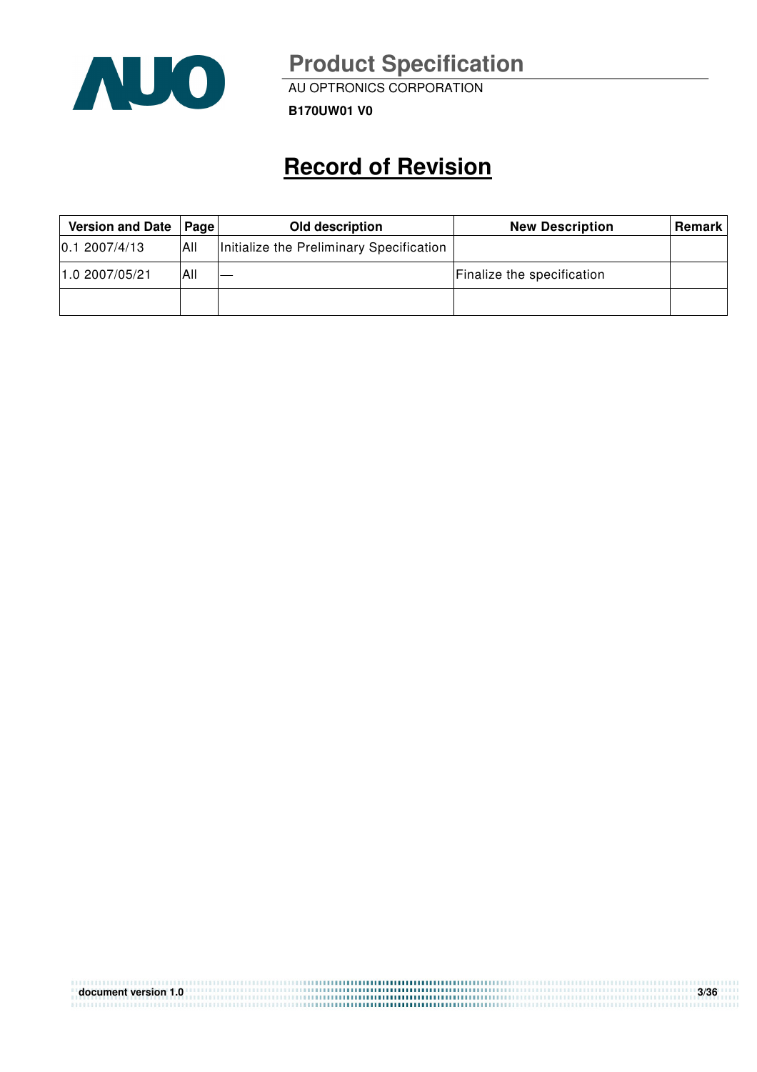# Record of Revision

| Version and Date | Page | Old description | New Description | Remark |
|---|---|---|---|---|
| 0.1 2007/4/13 | All | Initialize the Preliminary Specification | | |
| 1.0 2007/05/21 | All | — | Finalize the specification | |
| | | | | |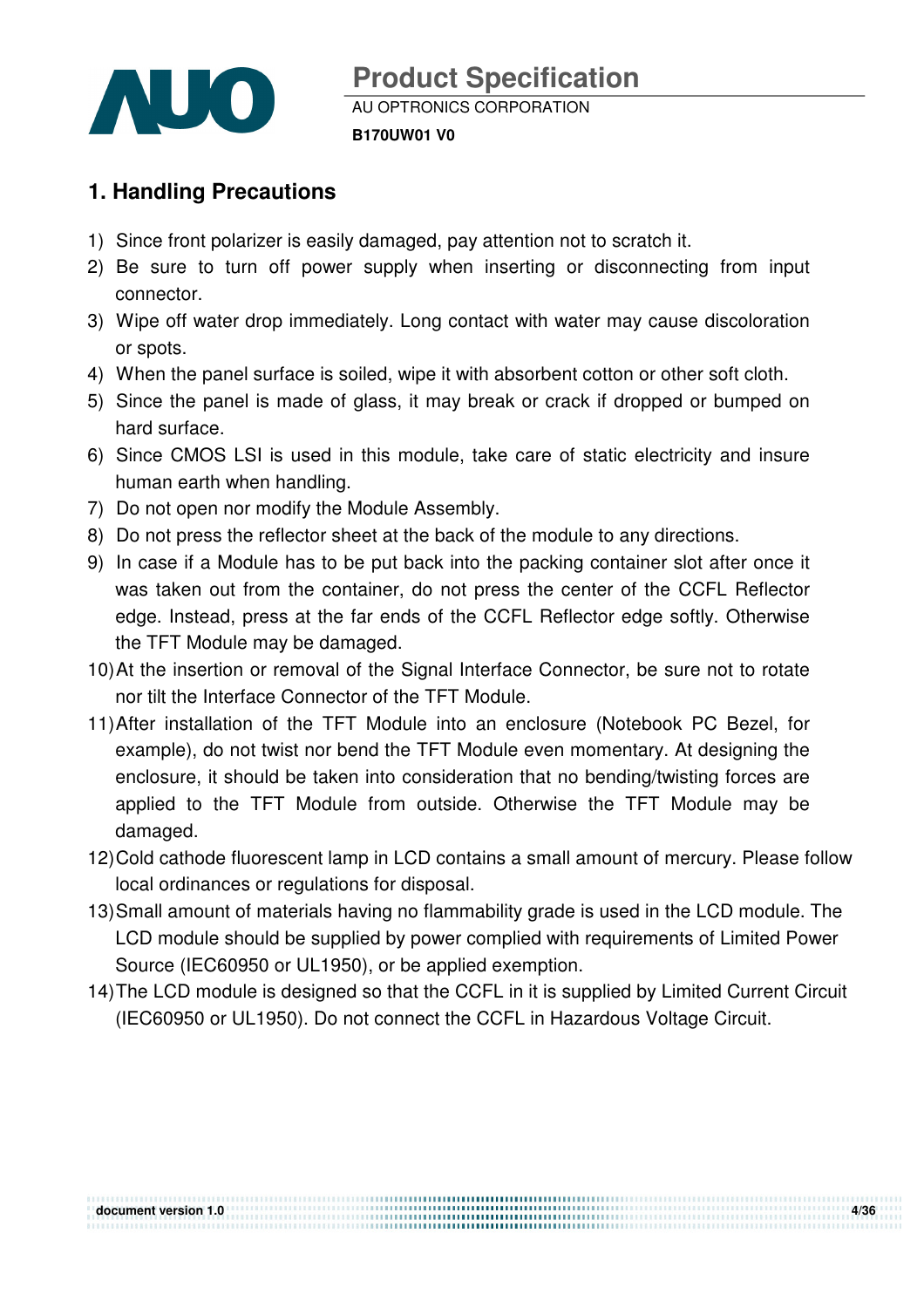# 1. Handling Precautions

1) Since front polarizer is easily damaged, pay attention not to scratch it.
2) Be sure to turn off power supply when inserting or disconnecting from input connector.
3) Wipe off water drop immediately. Long contact with water may cause discoloration or spots.
4) When the panel surface is soiled, wipe it with absorbent cotton or other soft cloth.
5) Since the panel is made of glass, it may break or crack if dropped or bumped on hard surface.
6) Since CMOS LSI is used in this module, take care of static electricity and insure human earth when handling.
7) Do not open nor modify the Module Assembly.
8) Do not press the reflector sheet at the back of the module to any directions.
9) In case if a Module has to be put back into the packing container slot after once it was taken out from the container, do not press the center of the CCFL Reflector edge. Instead, press at the far ends of the CCFL Reflector edge softly. Otherwise the TFT Module may be damaged.
10) At the insertion or removal of the Signal Interface Connector, be sure not to rotate nor tilt the Interface Connector of the TFT Module.
11) After installation of the TFT Module into an enclosure (Notebook PC Bezel, for example), do not twist nor bend the TFT Module even momentary. At designing the enclosure, it should be taken into consideration that no bending/twisting forces are applied to the TFT Module from outside. Otherwise the TFT Module may be damaged.
12) Cold cathode fluorescent lamp in LCD contains a small amount of mercury. Please follow local ordinances or regulations for disposal.
13) Small amount of materials having no flammability grade is used in the LCD module. The LCD module should be supplied by power complied with requirements of Limited Power Source (IEC60950 or UL1950), or be applied exemption.
14) The LCD module is designed so that the CCFL in it is supplied by Limited Current Circuit (IEC60950 or UL1950). Do not connect the CCFL in Hazardous Voltage Circuit.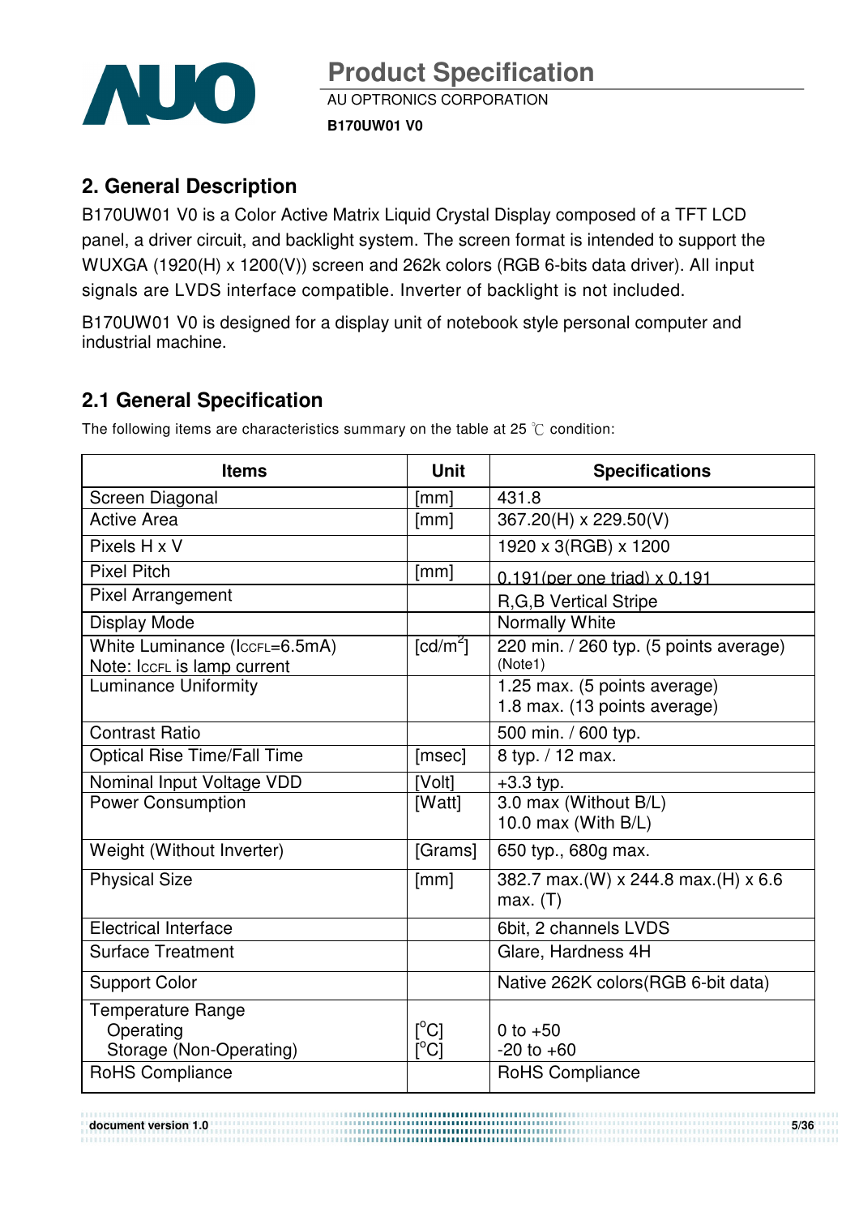## 2. General Description

B170UW01 V0 is a Color Active Matrix Liquid Crystal Display composed of a TFT LCD panel, a driver circuit, and backlight system. The screen format is intended to support the WUXGA (1920(H) x 1200(V)) screen and 262k colors (RGB 6-bits data driver). All input signals are LVDS interface compatible. Inverter of backlight is not included.

B170UW01 V0 is designed for a display unit of notebook style personal computer and industrial machine.

## 2.1 General Specification

The following items are characteristics summary on the table at 25 ℃ condition:

| Items | Unit | Specifications |
|---|---|---|
| Screen Diagonal | [mm] | 431.8 |
| Active Area | [mm] | 367.20(H) x 229.50(V) |
| Pixels H x V | | 1920 x 3(RGB) x 1200 |
| Pixel Pitch | [mm] | 0.191(per one triad) x 0.191 |
| Pixel Arrangement | | R,G,B Vertical Stripe |
| Display Mode | | Normally White |
| White Luminance ($I_{CCFL}$=6.5mA)<br>Note: $I_{CCFL}$ is lamp current | [cd/m$^2$] | 220 min. / 260 typ. (5 points average)<br>(Note1) |
| Luminance Uniformity | | 1.25 max. (5 points average)<br>1.8 max. (13 points average) |
| Contrast Ratio | | 500 min. / 600 typ. |
| Optical Rise Time/Fall Time | [msec] | 8 typ. / 12 max. |
| Nominal Input Voltage VDD | [Volt] | +3.3 typ. |
| Power Consumption | [Watt] | 3.0 max (Without B/L)<br>10.0 max (With B/L) |
| Weight (Without Inverter) | [Grams] | 650 typ., 680g max. |
| Physical Size | [mm] | 382.7 max.(W) x 244.8 max.(H) x 6.6 max. (T) |
| Electrical Interface | | 6bit, 2 channels LVDS |
| Surface Treatment | | Glare, Hardness 4H |
| Support Color | | Native 262K colors(RGB 6-bit data) |
| Temperature Range<br>Operating<br>Storage (Non-Operating) | <br>[$^o$C]<br>[$^o$C] | <br>0 to +50<br>-20 to +60 |
| RoHS Compliance | | RoHS Compliance |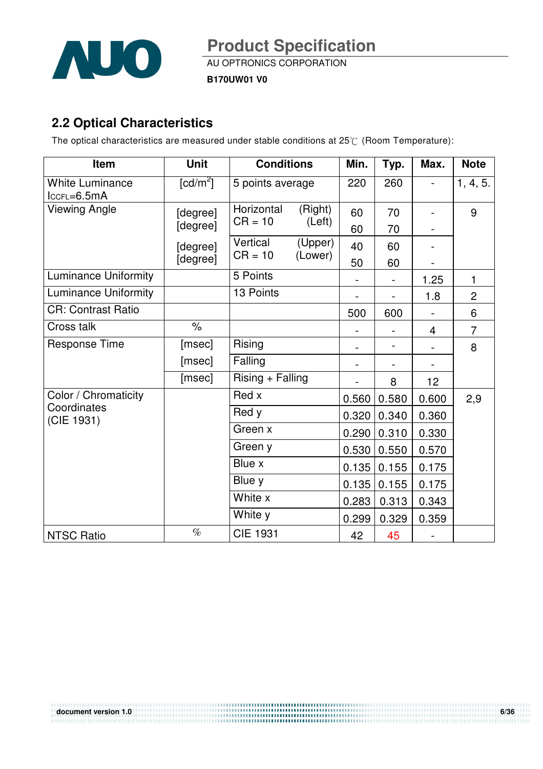## 2.2 Optical Characteristics

The optical characteristics are measured under stable conditions at 25℃ (Room Temperature):

| Item | Unit | Conditions | | Min. | Typ. | Max. | Note |
|---|---|---|---|---|---|---|---|
| White Luminance $I_{CCFL}$=6.5mA | [cd/m$^2$] | 5 points average | | 220 | 260 | - | 1, 4, 5. |
| Viewing Angle | [degree] | Horizontal CR = 10 | (Right) | 60 | 70 | - | 9 |
| | [degree] | | (Left) | 60 | 70 | - | |
| | [degree] | Vertical CR = 10 | (Upper) | 40 | 60 | - | |
| | [degree] | | (Lower) | 50 | 60 | - | |
| Luminance Uniformity | | 5 Points | | - | - | 1.25 | 1 |
| Luminance Uniformity | | 13 Points | | - | - | 1.8 | 2 |
| CR: Contrast Ratio | | | | 500 | 600 | - | 6 |
| Cross talk | % | | | - | - | 4 | 7 |
| Response Time | [msec] | Rising | | - | - | - | 8 |
| | [msec] | Falling | | - | - | - | |
| | [msec] | Rising + Falling | | - | 8 | 12 | |
| Color / Chromaticity Coordinates (CIE 1931) | | Red x | | 0.560 | 0.580 | 0.600 | 2,9 |
| | | Red y | | 0.320 | 0.340 | 0.360 | |
| | | Green x | | 0.290 | 0.310 | 0.330 | |
| | | Green y | | 0.530 | 0.550 | 0.570 | |
| | | Blue x | | 0.135 | 0.155 | 0.175 | |
| | | Blue y | | 0.135 | 0.155 | 0.175 | |
| | | White x | | 0.283 | 0.313 | 0.343 | |
| | | White y | | 0.299 | 0.329 | 0.359 | |
| NTSC Ratio | % | CIE 1931 | | 42 | 45 | - | |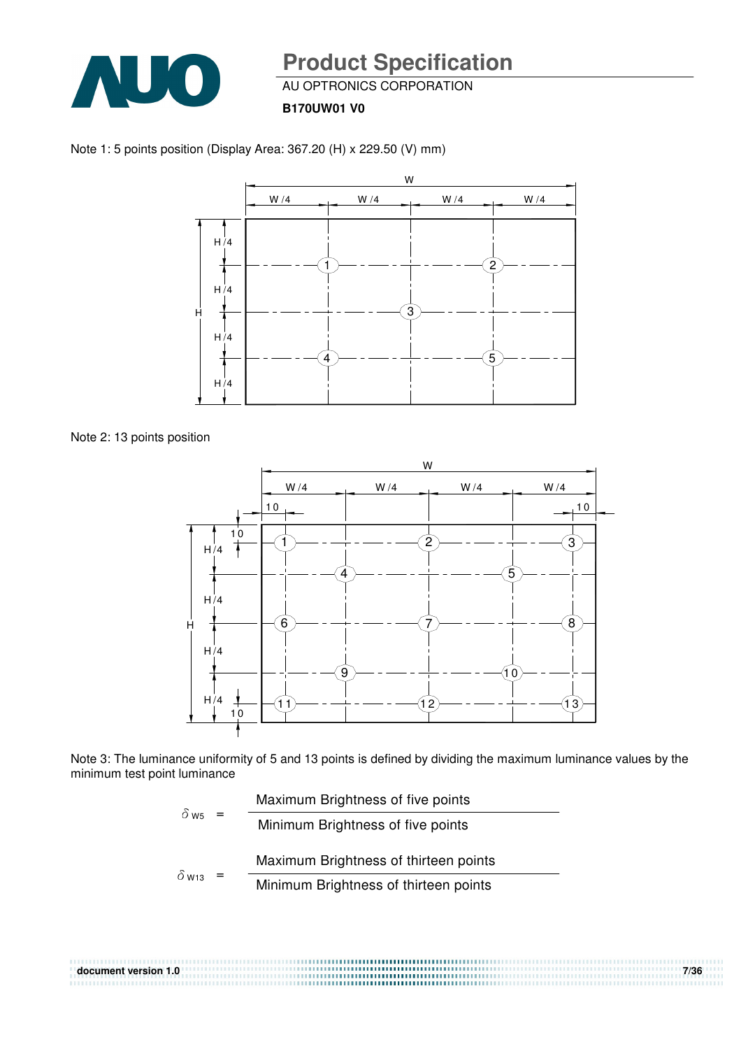Note 1: 5 points position (Display Area: 367.20 (H) x 229.50 (V) mm)

Note 2: 13 points position

Note 3: The luminance uniformity of 5 and 13 points is defined by dividing the maximum luminance values by the minimum test point luminance

$$\delta_{W5} = \frac{\text{Maximum Brightness of five points}}{\text{Minimum Brightness of five points}}$$

$$\delta_{W13} = \frac{\text{Maximum Brightness of thirteen points}}{\text{Minimum Brightness of thirteen points}}$$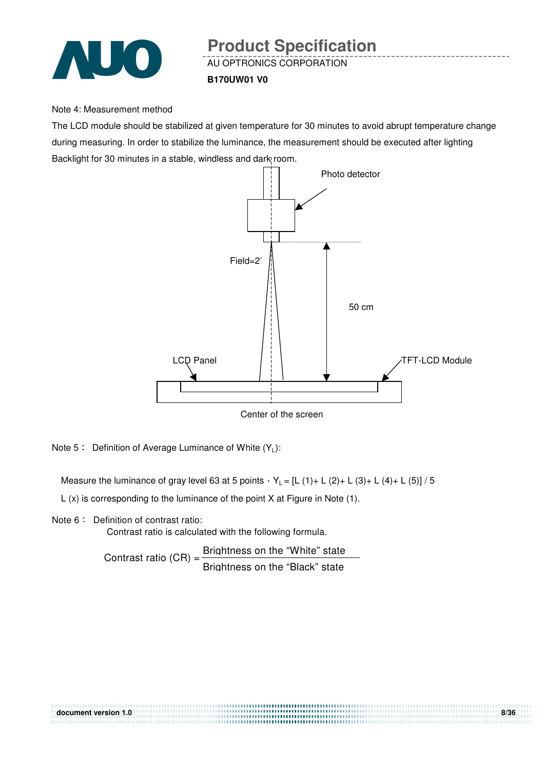Note 4: Measurement method

The LCD module should be stabilized at given temperature for 30 minutes to avoid abrupt temperature change during measuring. In order to stabilize the luminance, the measurement should be executed after lighting Backlight for 30 minutes in a stable, windless and dark room.

Photo detector

Field=2°

50 cm

LCD Panel

TFT-LCD Module

Center of the screen

Note 5： Definition of Average Luminance of White ($Y_L$):

Measure the luminance of gray level 63 at 5 points，$Y_L$ = [L (1)+ L (2)+ L (3)+ L (4)+ L (5)] / 5

L (x) is corresponding to the luminance of the point X at Figure in Note (1).

Note 6： Definition of contrast ratio:

Contrast ratio is calculated with the following formula.

$$\text{Contrast ratio (CR)} = \frac{\text{Brightness on the "White" state}}{\text{Brightness on the "Black" state}}$$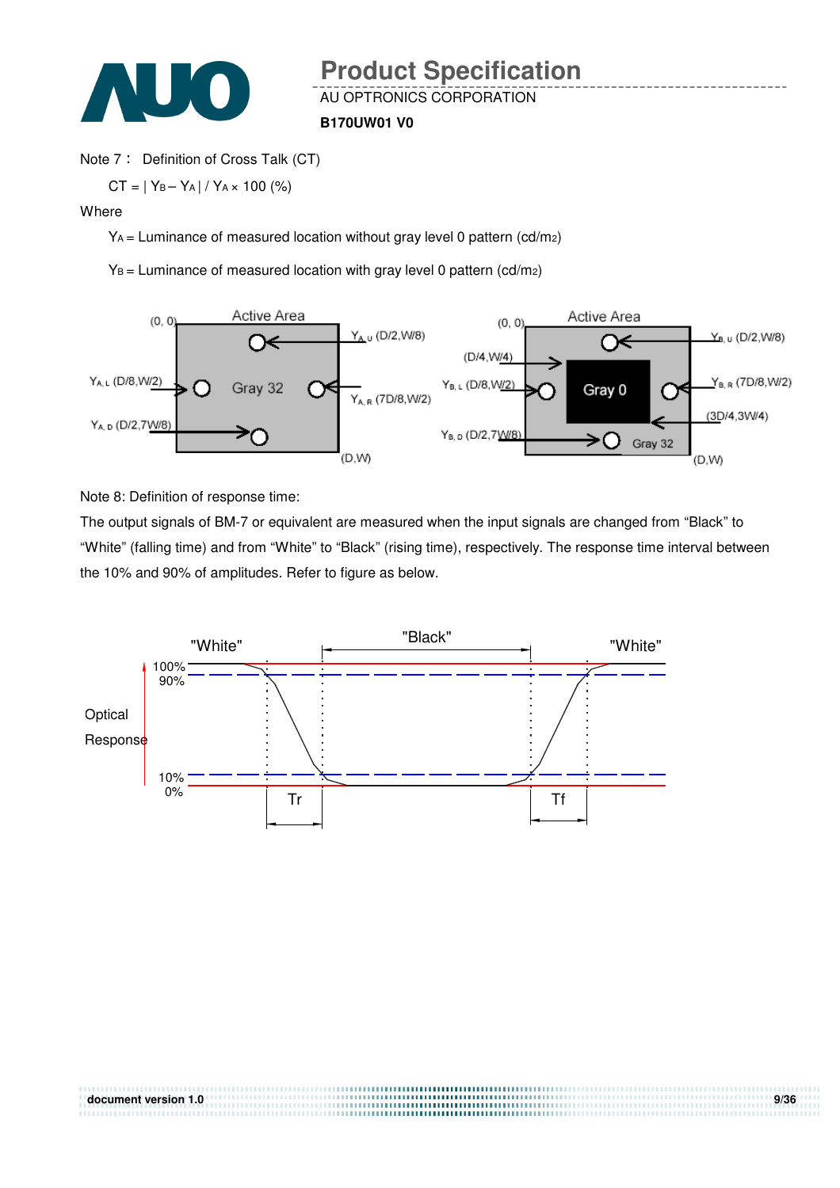Note 7： Definition of Cross Talk (CT)

$$CT = | Y_B - Y_A | / Y_A \times 100 \ (\%)$$

Where

$Y_A$ = Luminance of measured location without gray level 0 pattern (cd/m2)

$Y_B$ = Luminance of measured location with gray level 0 pattern (cd/m2)

Note 8: Definition of response time:

The output signals of BM-7 or equivalent are measured when the input signals are changed from “Black” to “White” (falling time) and from “White” to “Black” (rising time), respectively. The response time interval between the 10% and 90% of amplitudes. Refer to figure as below.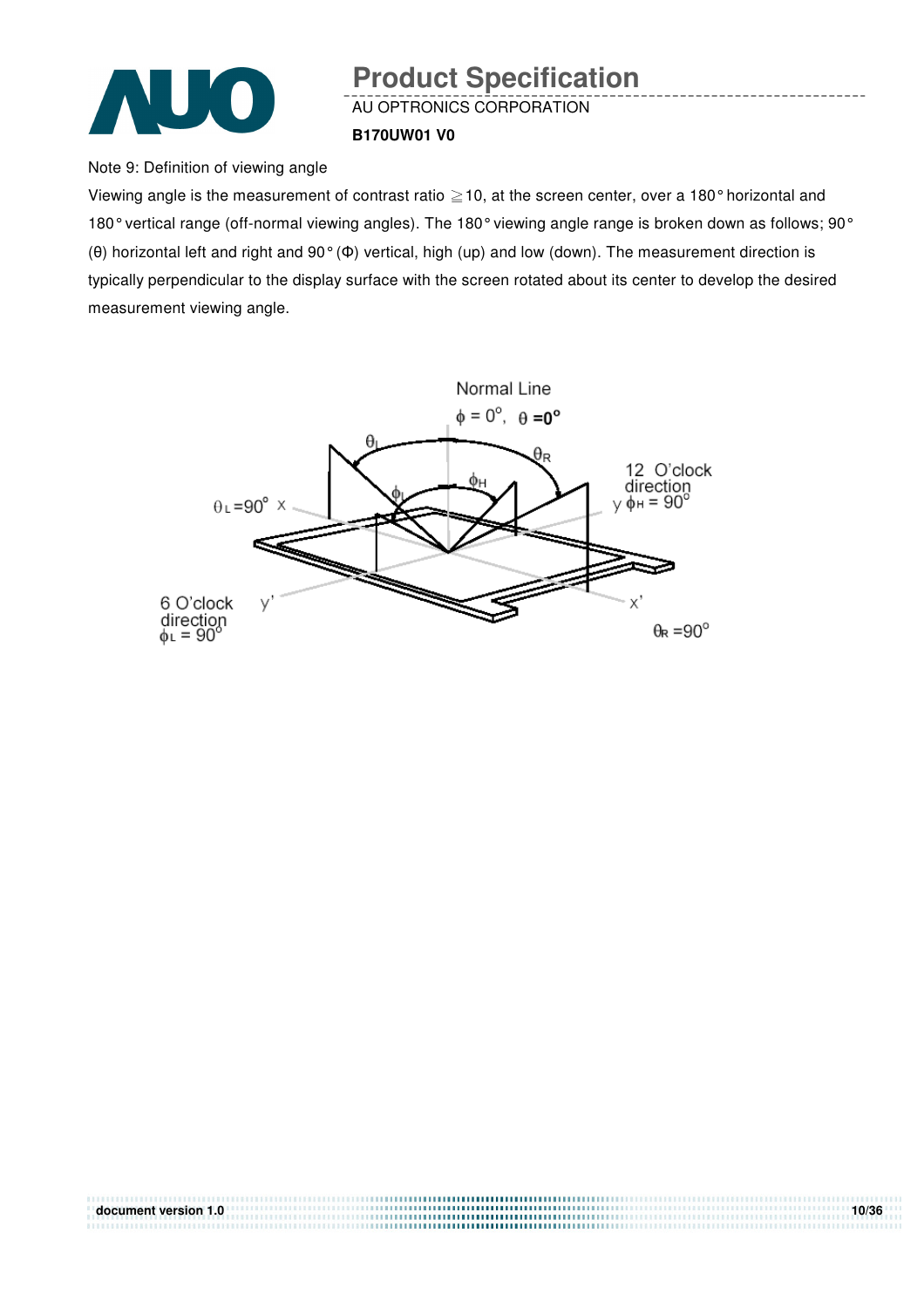Note 9: Definition of viewing angle

Viewing angle is the measurement of contrast ratio ≧10, at the screen center, over a 180° horizontal and 180° vertical range (off-normal viewing angles). The 180° viewing angle range is broken down as follows; 90° (θ) horizontal left and right and 90° (Φ) vertical, high (up) and low (down). The measurement direction is typically perpendicular to the display surface with the screen rotated about its center to develop the desired measurement viewing angle.

Normal Line

$\phi = 0^{\circ}$, $\theta = 0^{\circ}$

$\theta_L = 90^{\circ}$ x

12 O'clock direction y $\phi_H = 90^{\circ}$

6 O'clock direction $\phi_L = 90^{\circ}$ y'

x' $\theta_R = 90^{\circ}$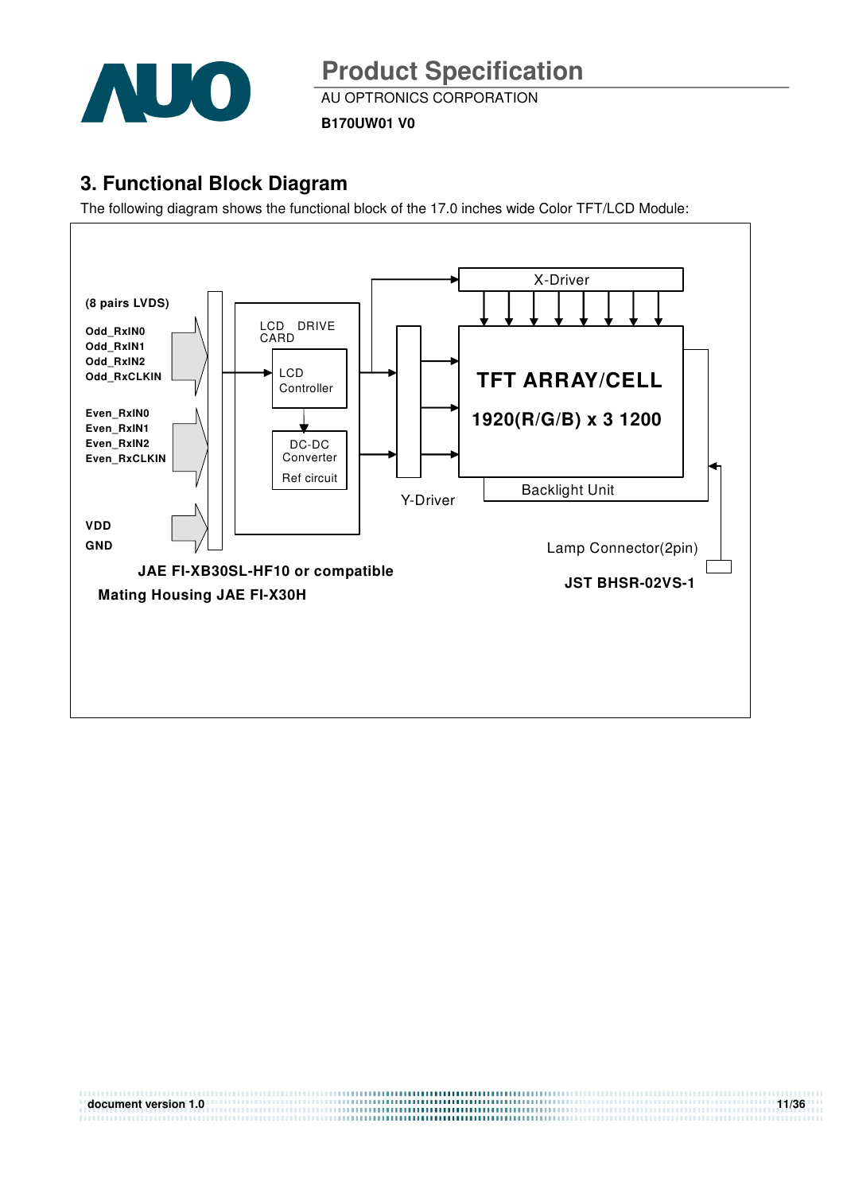## 3. Functional Block Diagram

The following diagram shows the functional block of the 17.0 inches wide Color TFT/LCD Module:

(8 pairs LVDS)

Odd_RxIN0
Odd_RxIN1
Odd_RxIN2
Odd_RxCLKIN

Even_RxIN0
Even_RxIN1
Even_RxIN2
Even_RxCLKIN

VDD
GND

LCD DRIVE CARD

LCD Controller

DC-DC Converter

Ref circuit

X-Driver

Y-Driver

TFT ARRAY/CELL

1920(R/G/B) x 3 1200

Backlight Unit

Lamp Connector(2pin)

**JST BHSR-02VS-1**

**JAE FI-XB30SL-HF10 or compatible**

**Mating Housing JAE FI-X30H**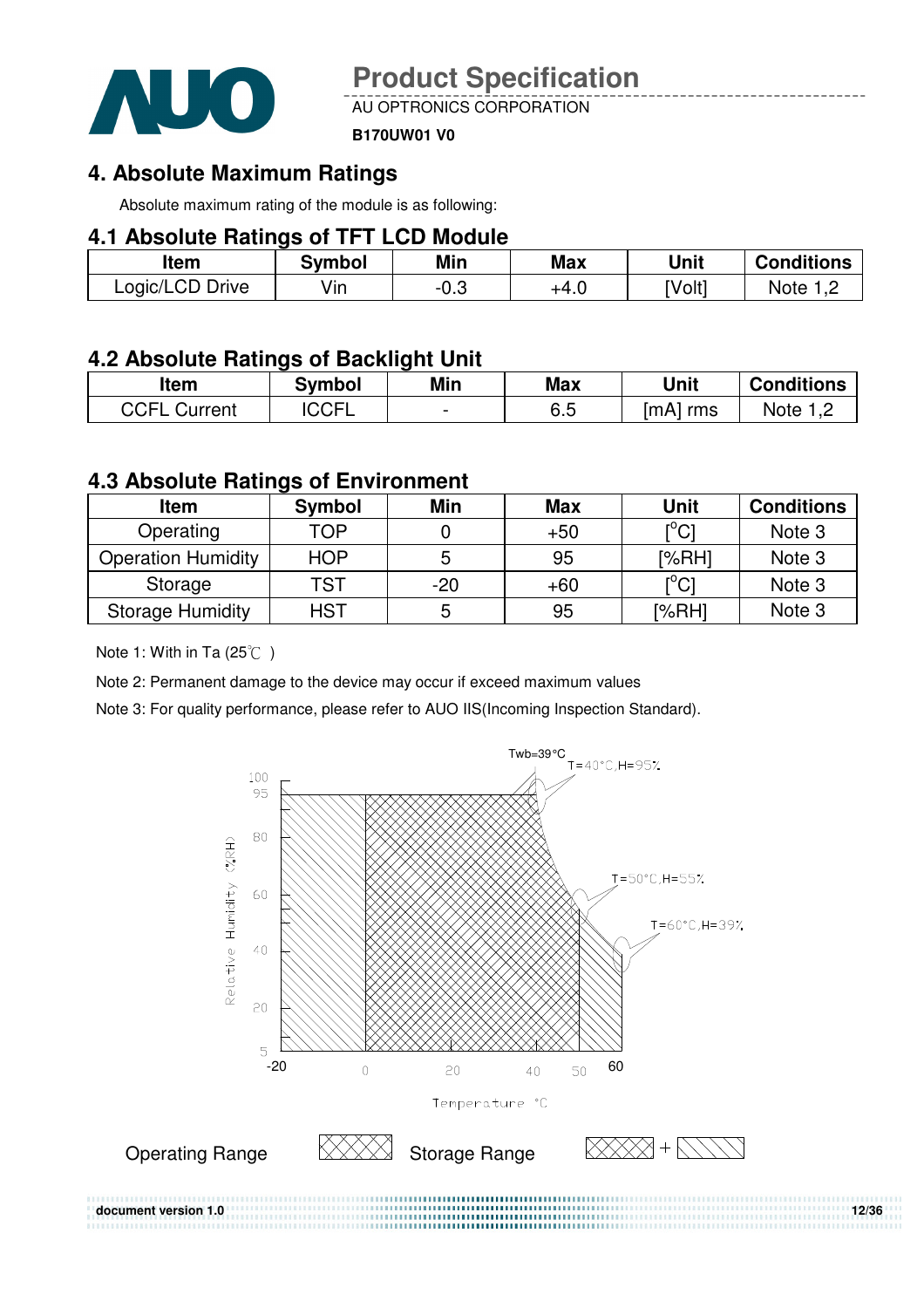# 4. Absolute Maximum Ratings

Absolute maximum rating of the module is as following:

## 4.1 Absolute Ratings of TFT LCD Module

| Item | Symbol | Min | Max | Unit | Conditions |
|---|---|---|---|---|---|
| Logic/LCD Drive | Vin | -0.3 | +4.0 | [Volt] | Note 1,2 |

## 4.2 Absolute Ratings of Backlight Unit

| Item | Symbol | Min | Max | Unit | Conditions |
|---|---|---|---|---|---|
| CCFL Current | ICCFL | - | 6.5 | [mA] rms | Note 1,2 |

## 4.3 Absolute Ratings of Environment

| Item | Symbol | Min | Max | Unit | Conditions |
|---|---|---|---|---|---|
| Operating | TOP | 0 | +50 | [$^o$C] | Note 3 |
| Operation Humidity | HOP | 5 | 95 | [%RH] | Note 3 |
| Storage | TST | -20 | +60 | [$^o$C] | Note 3 |
| Storage Humidity | HST | 5 | 95 | [%RH] | Note 3 |

Note 1: With in Ta (25℃ )

Note 2: Permanent damage to the device may occur if exceed maximum values

Note 3: For quality performance, please refer to AUO IIS(Incoming Inspection Standard).

Twb=39°C

T=40°C,H=95%

T=50°C,H=55%

T=60°C,H=39%

Relative Humidity (%RH)

Temperature °C

Operating Range

Storage Range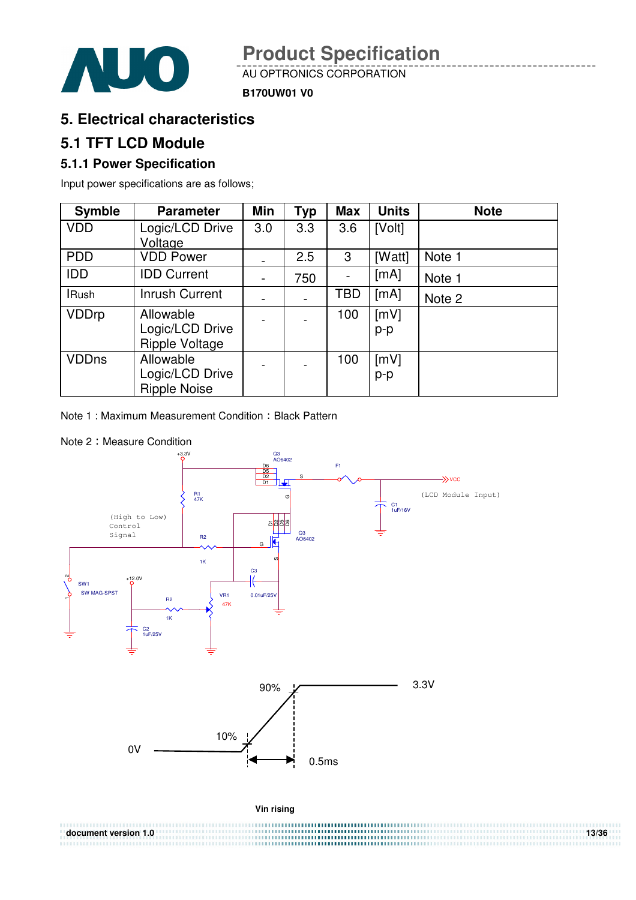# 5. Electrical characteristics

## 5.1 TFT LCD Module

### 5.1.1 Power Specification

Input power specifications are as follows;

| Symble | Parameter | Min | Typ | Max | Units | Note |
|---|---|---|---|---|---|---|
| VDD | Logic/LCD Drive Voltage | 3.0 | 3.3 | 3.6 | [Volt] | |
| PDD | VDD Power | - | 2.5 | 3 | [Watt] | Note 1 |
| IDD | IDD Current | - | 750 | - | [mA] | Note 1 |
| IRush | Inrush Current | - | - | TBD | [mA] | Note 2 |
| VDDrp | Allowable Logic/LCD Drive Ripple Voltage | - | - | 100 | [mV] p-p | |
| VDDns | Allowable Logic/LCD Drive Ripple Noise | - | - | 100 | [mV] p-p | |

Note 1 : Maximum Measurement Condition：Black Pattern

Note 2：Measure Condition

Vin rising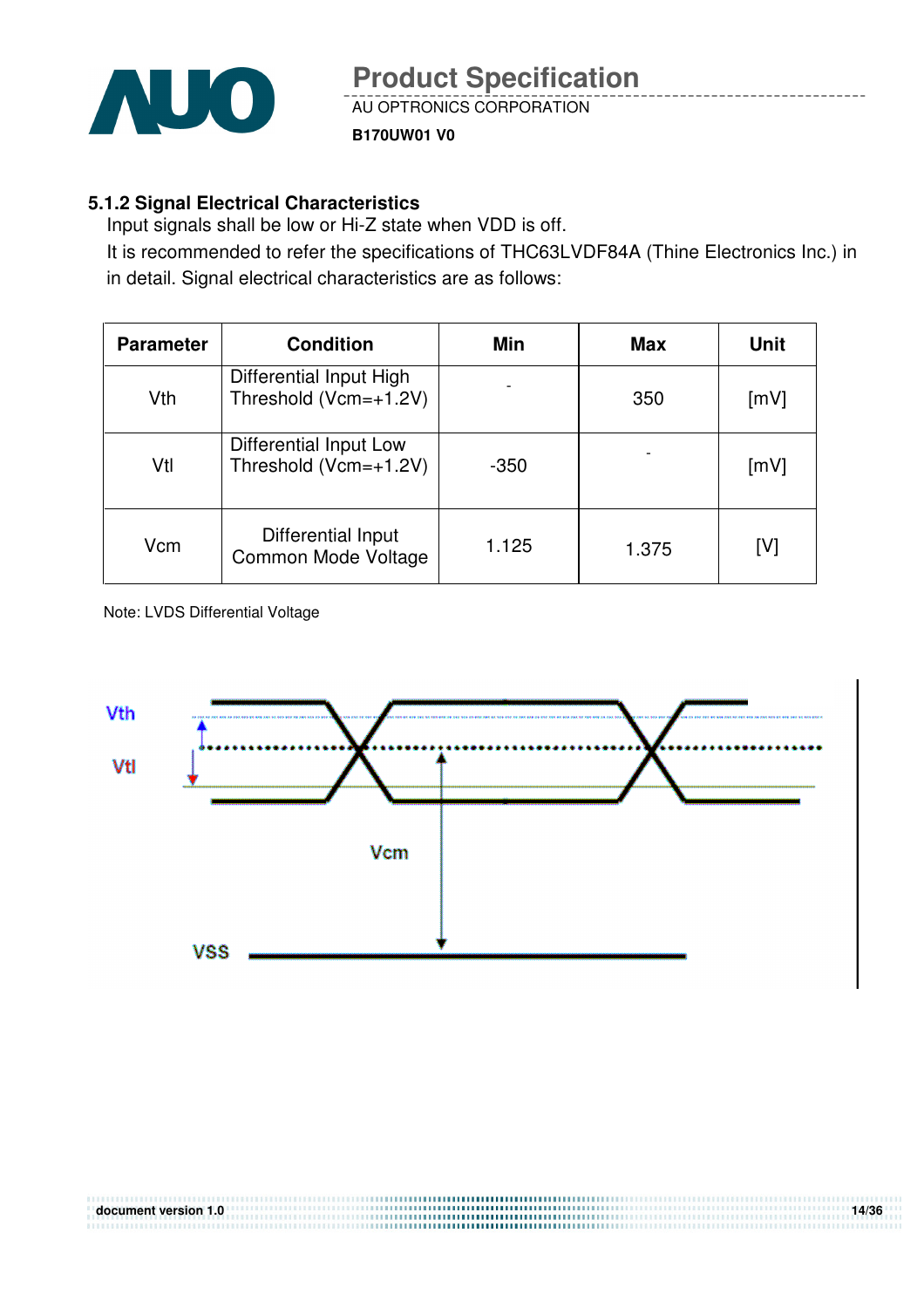### 5.1.2 Signal Electrical Characteristics

Input signals shall be low or Hi-Z state when VDD is off.

It is recommended to refer the specifications of THC63LVDF84A (Thine Electronics Inc.) in in detail. Signal electrical characteristics are as follows:

| Parameter | Condition | Min | Max | Unit |
|---|---|---|---|---|
| Vth | Differential Input High Threshold (Vcm=+1.2V) | - | 350 | [mV] |
| Vtl | Differential Input Low Threshold (Vcm=+1.2V) | -350 | - | [mV] |
| Vcm | Differential Input Common Mode Voltage | 1.125 | 1.375 | [V] |

Note: LVDS Differential Voltage

Vth

Vtl

Vcm

VSS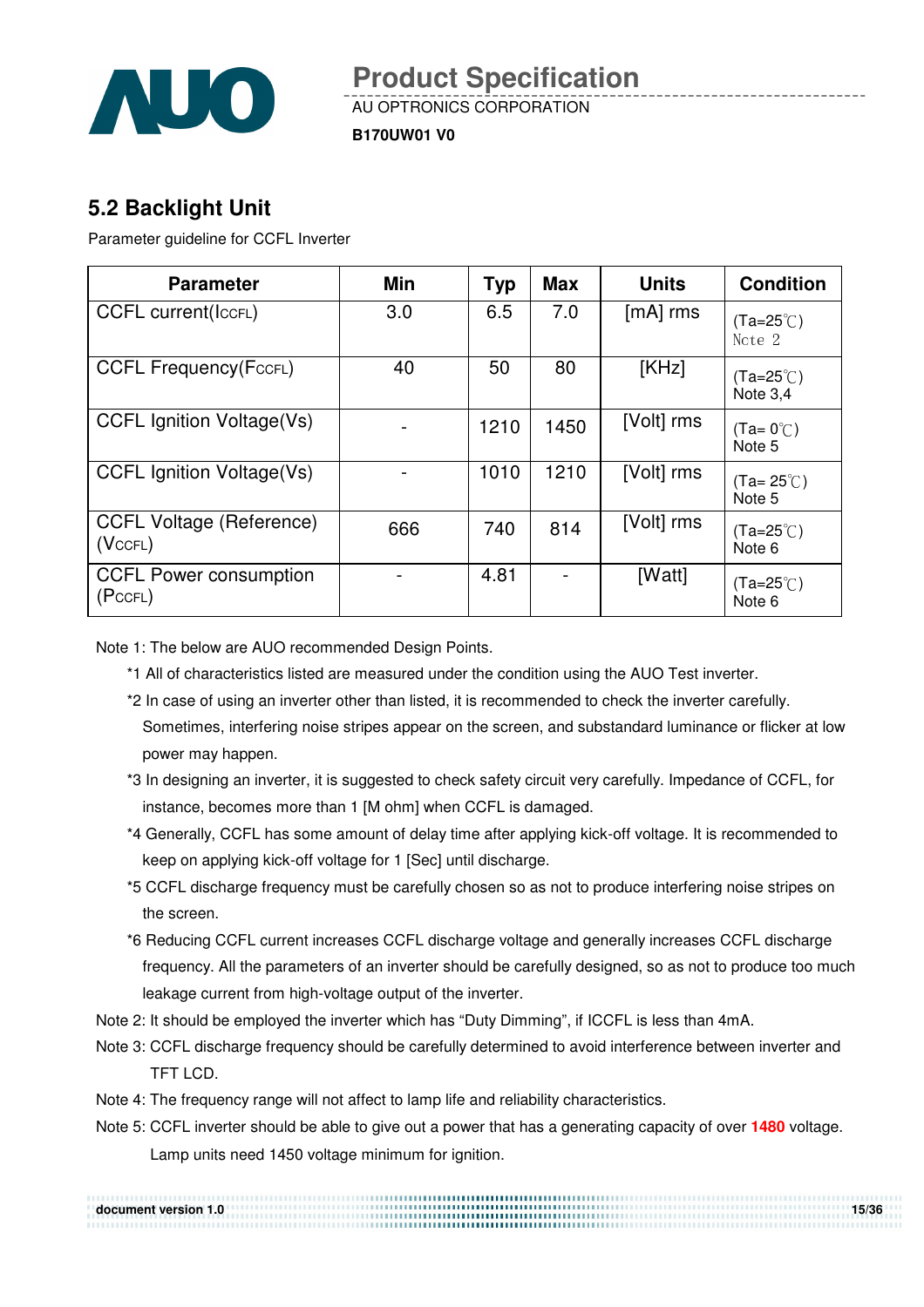## 5.2 Backlight Unit

Parameter guideline for CCFL Inverter

| Parameter | Min | Typ | Max | Units | Condition |
|---|---|---|---|---|---|
| CCFL current($I_{CCFL}$) | 3.0 | 6.5 | 7.0 | [mA] rms | (Ta=25℃) Note 2 |
| CCFL Frequency($F_{CCFL}$) | 40 | 50 | 80 | [KHz] | (Ta=25℃) Note 3,4 |
| CCFL Ignition Voltage(Vs) | - | 1210 | 1450 | [Volt] rms | (Ta= 0℃) Note 5 |
| CCFL Ignition Voltage(Vs) | - | 1010 | 1210 | [Volt] rms | (Ta= 25℃) Note 5 |
| CCFL Voltage (Reference) ($V_{CCFL}$) | 666 | 740 | 814 | [Volt] rms | (Ta=25℃) Note 6 |
| CCFL Power consumption ($P_{CCFL}$) | - | 4.81 | - | [Watt] | (Ta=25℃) Note 6 |

Note 1: The below are AUO recommended Design Points.

*1 All of characteristics listed are measured under the condition using the AUO Test inverter.

*2 In case of using an inverter other than listed, it is recommended to check the inverter carefully. Sometimes, interfering noise stripes appear on the screen, and substandard luminance or flicker at low power may happen.

*3 In designing an inverter, it is suggested to check safety circuit very carefully. Impedance of CCFL, for instance, becomes more than 1 [M ohm] when CCFL is damaged.

*4 Generally, CCFL has some amount of delay time after applying kick-off voltage. It is recommended to keep on applying kick-off voltage for 1 [Sec] until discharge.

*5 CCFL discharge frequency must be carefully chosen so as not to produce interfering noise stripes on the screen.

*6 Reducing CCFL current increases CCFL discharge voltage and generally increases CCFL discharge frequency. All the parameters of an inverter should be carefully designed, so as not to produce too much leakage current from high-voltage output of the inverter.

Note 2: It should be employed the inverter which has "Duty Dimming", if ICCFL is less than 4mA.

Note 3: CCFL discharge frequency should be carefully determined to avoid interference between inverter and TFT LCD.

Note 4: The frequency range will not affect to lamp life and reliability characteristics.

Note 5: CCFL inverter should be able to give out a power that has a generating capacity of over **1480** voltage. Lamp units need 1450 voltage minimum for ignition.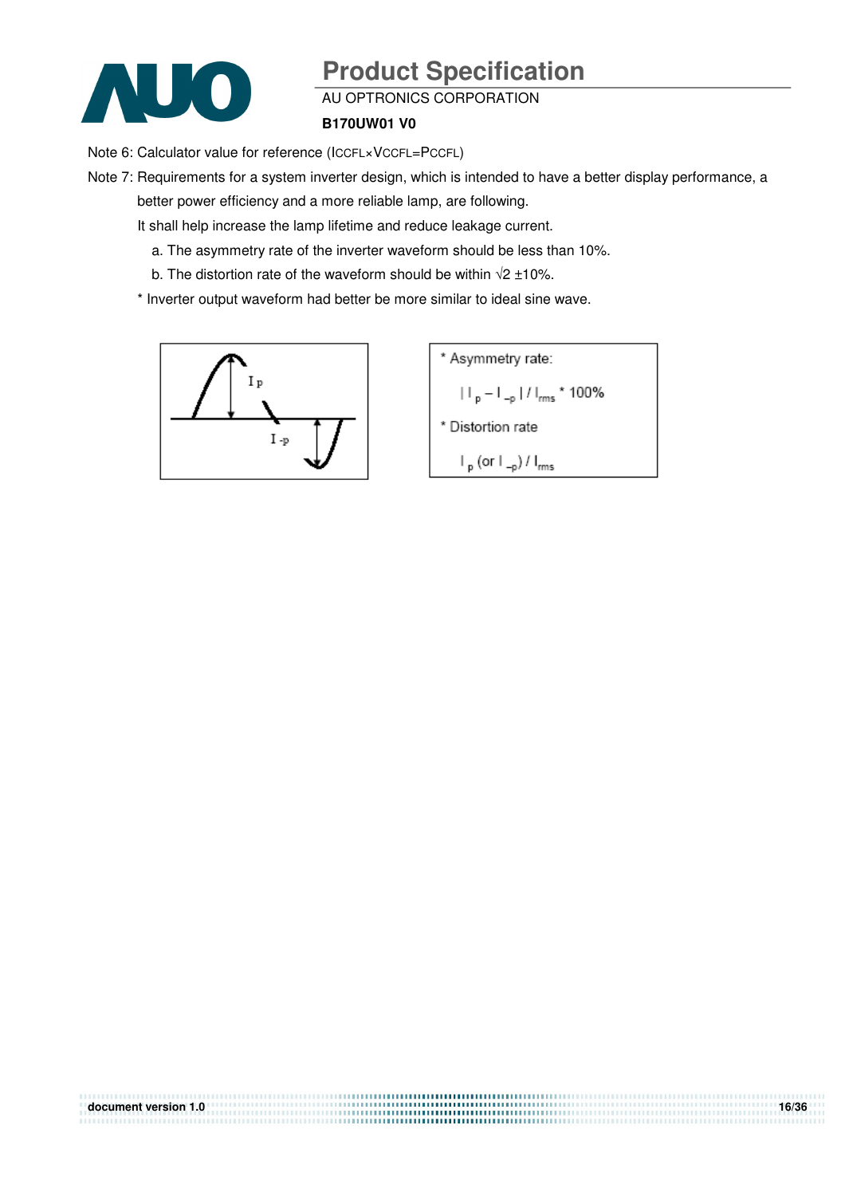Note 6: Calculator value for reference ($I_{CCFL} \times V_{CCFL} = P_{CCFL}$)

Note 7: Requirements for a system inverter design, which is intended to have a better display performance, a better power efficiency and a more reliable lamp, are following.

It shall help increase the lamp lifetime and reduce leakage current.

a. The asymmetry rate of the inverter waveform should be less than 10%.

b. The distortion rate of the waveform should be within $\sqrt{2}$ ±10%.

* Inverter output waveform had better be more similar to ideal sine wave.

$I_p$

$I_{-p}$

* Asymmetry rate:

$$| I_p - I_{-p} | / I_{rms} * 100\%$$

* Distortion rate

$$I_p \text{ (or } I_{-p}) / I_{rms}$$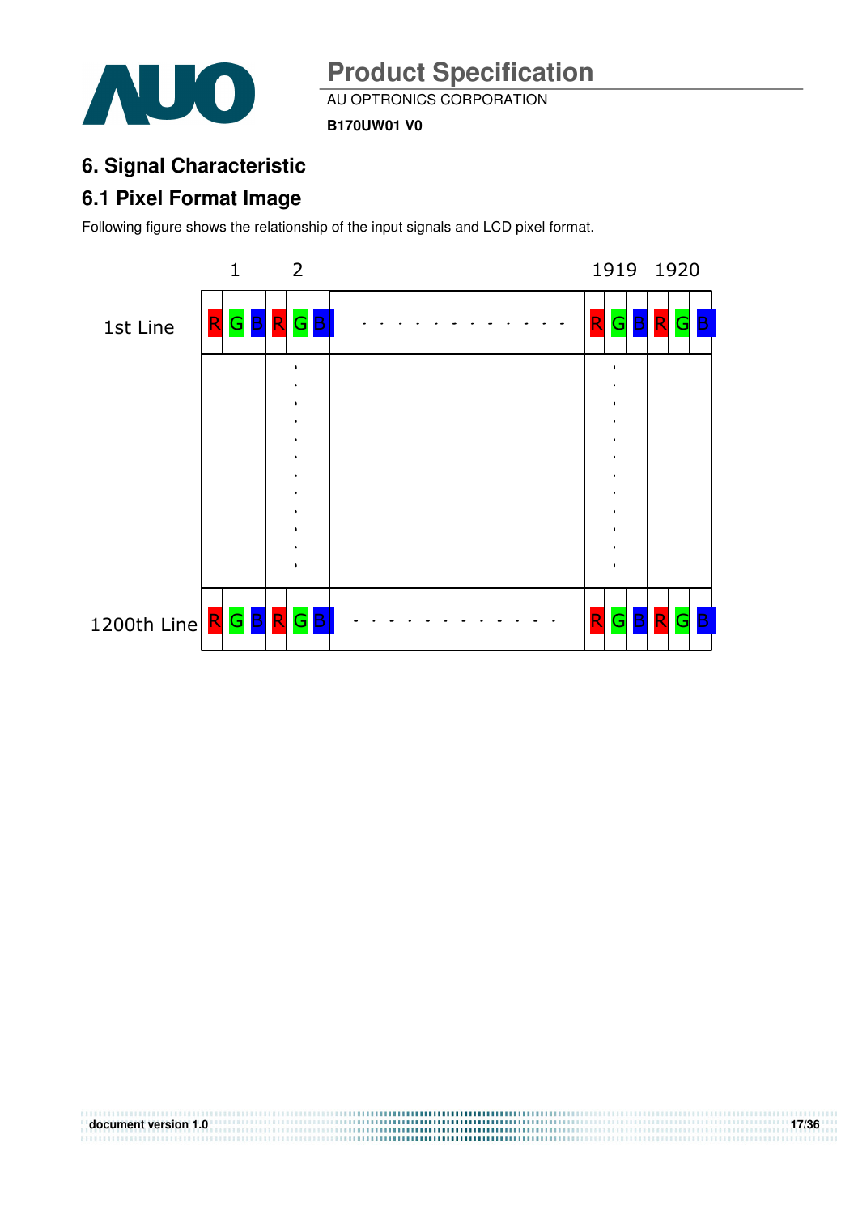# 6. Signal Characteristic

## 6.1 Pixel Format Image

Following figure shows the relationship of the input signals and LCD pixel format.

|  | 1 | 2 | ... | 1919 | 1920 |
|---|---|---|---|---|---|
| 1st Line | R G B | R G B | - - - - - - - - - - - - - | R G B | R G B |
|  | . | . | . | . | . |
| 1200th Line | R G B | R G B | - - - - - - - - - - - - - | R G B | R G B |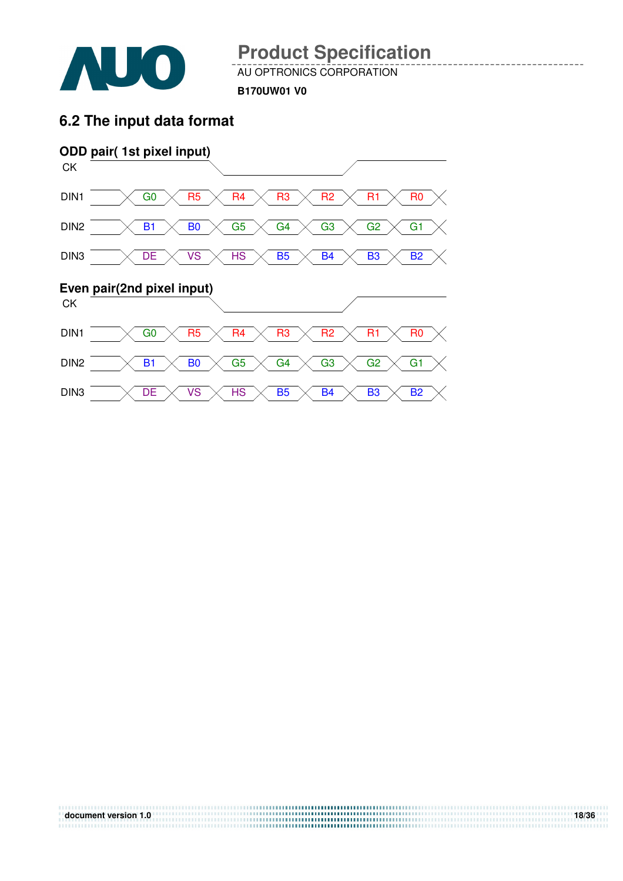## 6.2 The input data format

**ODD pair( 1st pixel input)**

| CK | | | | | | | |
|---|---|---|---|---|---|---|---|
| DIN1 | G0 | R5 | R4 | R3 | R2 | R1 | R0 |
| DIN2 | B1 | B0 | G5 | G4 | G3 | G2 | G1 |
| DIN3 | DE | VS | HS | B5 | B4 | B3 | B2 |

**Even pair(2nd pixel input)**

| CK | | | | | | | |
|---|---|---|---|---|---|---|---|
| DIN1 | G0 | R5 | R4 | R3 | R2 | R1 | R0 |
| DIN2 | B1 | B0 | G5 | G4 | G3 | G2 | G1 |
| DIN3 | DE | VS | HS | B5 | B4 | B3 | B2 |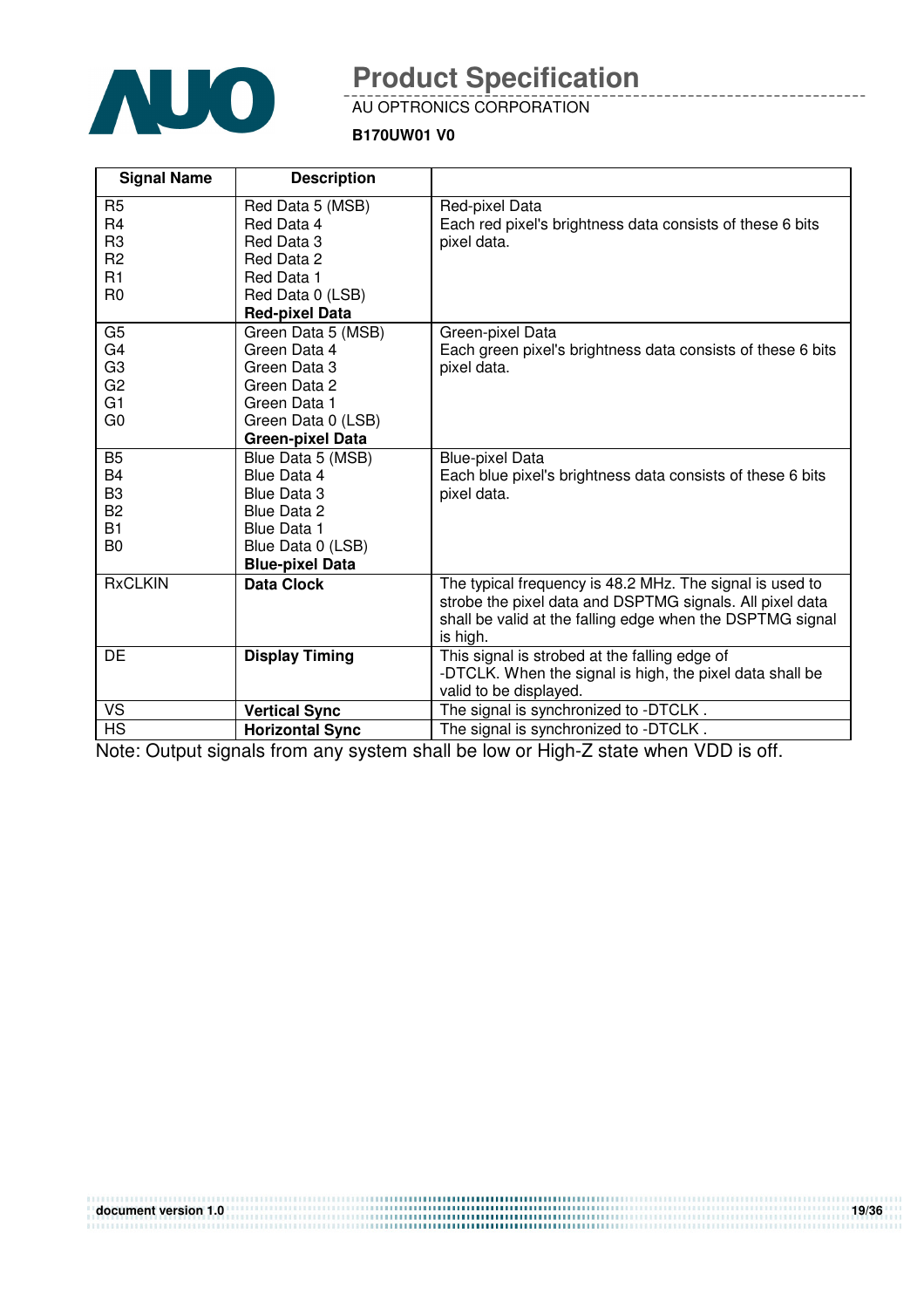| Signal Name | Description | |
|---|---|---|
| R5<br>R4<br>R3<br>R2<br>R1<br>R0 | Red Data 5 (MSB)<br>Red Data 4<br>Red Data 3<br>Red Data 2<br>Red Data 1<br>Red Data 0 (LSB)<br>**Red-pixel Data** | Red-pixel Data<br>Each red pixel's brightness data consists of these 6 bits pixel data. |
| G5<br>G4<br>G3<br>G2<br>G1<br>G0 | Green Data 5 (MSB)<br>Green Data 4<br>Green Data 3<br>Green Data 2<br>Green Data 1<br>Green Data 0 (LSB)<br>**Green-pixel Data** | Green-pixel Data<br>Each green pixel's brightness data consists of these 6 bits pixel data. |
| B5<br>B4<br>B3<br>B2<br>B1<br>B0 | Blue Data 5 (MSB)<br>Blue Data 4<br>Blue Data 3<br>Blue Data 2<br>Blue Data 1<br>Blue Data 0 (LSB)<br>**Blue-pixel Data** | Blue-pixel Data<br>Each blue pixel's brightness data consists of these 6 bits pixel data. |
| RxCLKIN | **Data Clock** | The typical frequency is 48.2 MHz. The signal is used to strobe the pixel data and DSPTMG signals. All pixel data shall be valid at the falling edge when the DSPTMG signal is high. |
| DE | **Display Timing** | This signal is strobed at the falling edge of -DTCLK. When the signal is high, the pixel data shall be valid to be displayed. |
| VS | **Vertical Sync** | The signal is synchronized to -DTCLK . |
| HS | **Horizontal Sync** | The signal is synchronized to -DTCLK . |

Note: Output signals from any system shall be low or High-Z state when VDD is off.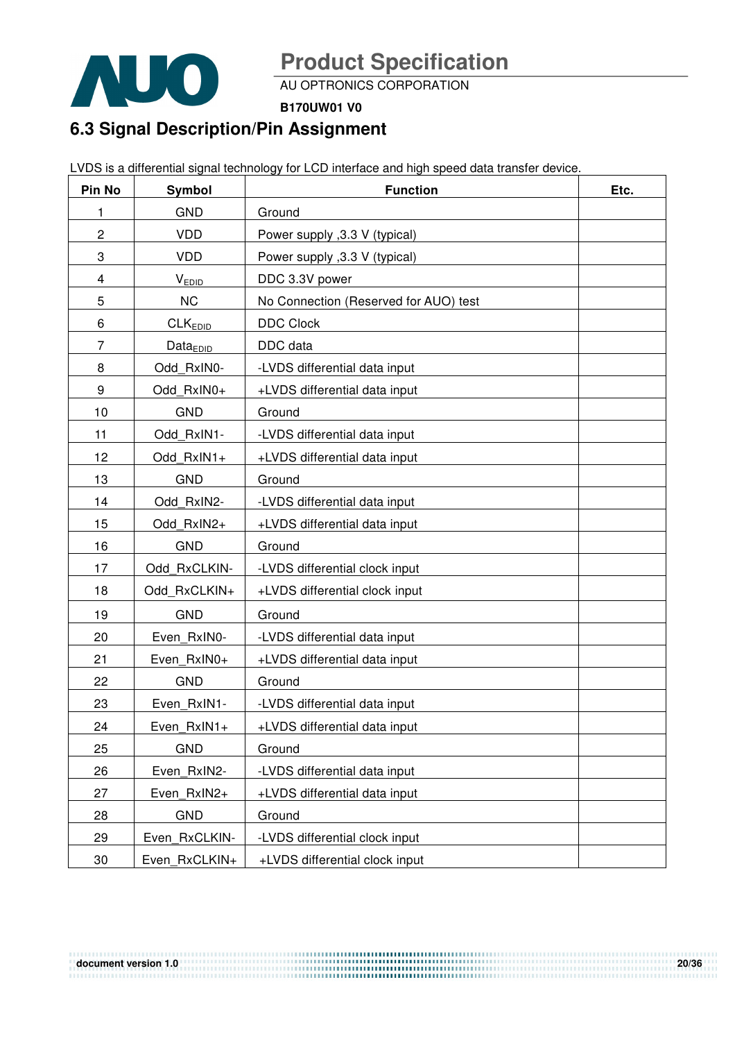## 6.3 Signal Description/Pin Assignment

LVDS is a differential signal technology for LCD interface and high speed data transfer device.

| Pin No | Symbol | Function | Etc. |
|---|---|---|---|
| 1 | GND | Ground | |
| 2 | VDD | Power supply ,3.3 V (typical) | |
| 3 | VDD | Power supply ,3.3 V (typical) | |
| 4 | $V_{EDID}$ | DDC 3.3V power | |
| 5 | NC | No Connection (Reserved for AUO) test | |
| 6 | $CLK_{EDID}$ | DDC Clock | |
| 7 | $Data_{EDID}$ | DDC data | |
| 8 | Odd_RxIN0- | -LVDS differential data input | |
| 9 | Odd_RxIN0+ | +LVDS differential data input | |
| 10 | GND | Ground | |
| 11 | Odd_RxIN1- | -LVDS differential data input | |
| 12 | Odd_RxIN1+ | +LVDS differential data input | |
| 13 | GND | Ground | |
| 14 | Odd_RxIN2- | -LVDS differential data input | |
| 15 | Odd_RxIN2+ | +LVDS differential data input | |
| 16 | GND | Ground | |
| 17 | Odd_RxCLKIN- | -LVDS differential clock input | |
| 18 | Odd_RxCLKIN+ | +LVDS differential clock input | |
| 19 | GND | Ground | |
| 20 | Even_RxIN0- | -LVDS differential data input | |
| 21 | Even_RxIN0+ | +LVDS differential data input | |
| 22 | GND | Ground | |
| 23 | Even_RxIN1- | -LVDS differential data input | |
| 24 | Even_RxIN1+ | +LVDS differential data input | |
| 25 | GND | Ground | |
| 26 | Even_RxIN2- | -LVDS differential data input | |
| 27 | Even_RxIN2+ | +LVDS differential data input | |
| 28 | GND | Ground | |
| 29 | Even_RxCLKIN- | -LVDS differential clock input | |
| 30 | Even_RxCLKIN+ | +LVDS differential clock input | |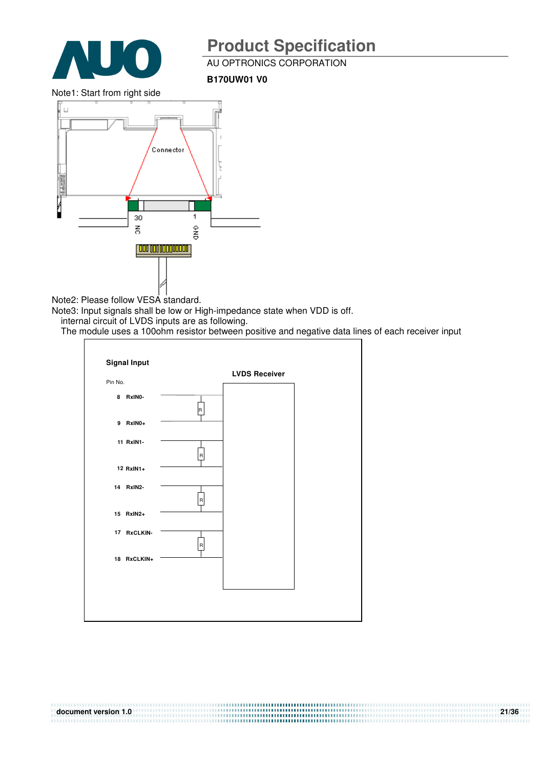Note1: Start from right side

Connector

30 NC

1 GND

Note2: Please follow VESA standard.

Note3: Input signals shall be low or High-impedance state when VDD is off.
internal circuit of LVDS inputs are as following.
The module uses a 100ohm resistor between positive and negative data lines of each receiver input

**Signal Input**

**LVDS Receiver**

| Pin No. | Signal |
|---|---|
| 8 | RxIN0- |
| 9 | RxIN0+ |
| 11 | RxIN1- |
| 12 | RxIN1+ |
| 14 | RxIN2- |
| 15 | RxIN2+ |
| 17 | RxCLKIN- |
| 18 | RxCLKIN+ |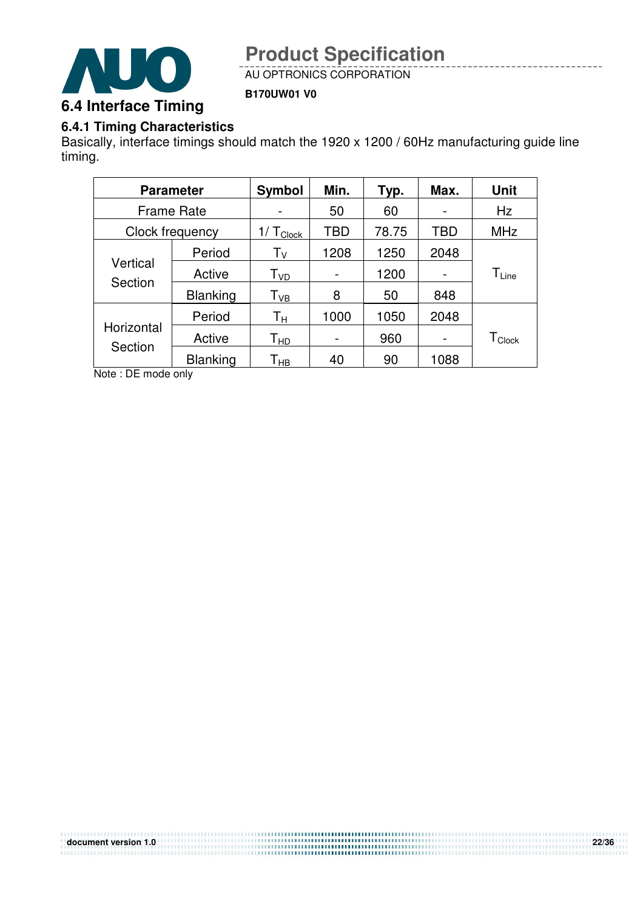## 6.4 Interface Timing

### 6.4.1 Timing Characteristics

Basically, interface timings should match the 1920 x 1200 / 60Hz manufacturing guide line timing.

| Parameter | | Symbol | Min. | Typ. | Max. | Unit |
|---|---|---|---|---|---|---|
| Frame Rate | | - | 50 | 60 | - | Hz |
| Clock frequency | | $1/T_{Clock}$ | TBD | 78.75 | TBD | MHz |
| Vertical Section | Period | $T_V$ | 1208 | 1250 | 2048 | $T_{Line}$ |
| | Active | $T_{VD}$ | - | 1200 | - | |
| | Blanking | $T_{VB}$ | 8 | 50 | 848 | |
| Horizontal Section | Period | $T_H$ | 1000 | 1050 | 2048 | $T_{Clock}$ |
| | Active | $T_{HD}$ | - | 960 | - | |
| | Blanking | $T_{HB}$ | 40 | 90 | 1088 | |

Note : DE mode only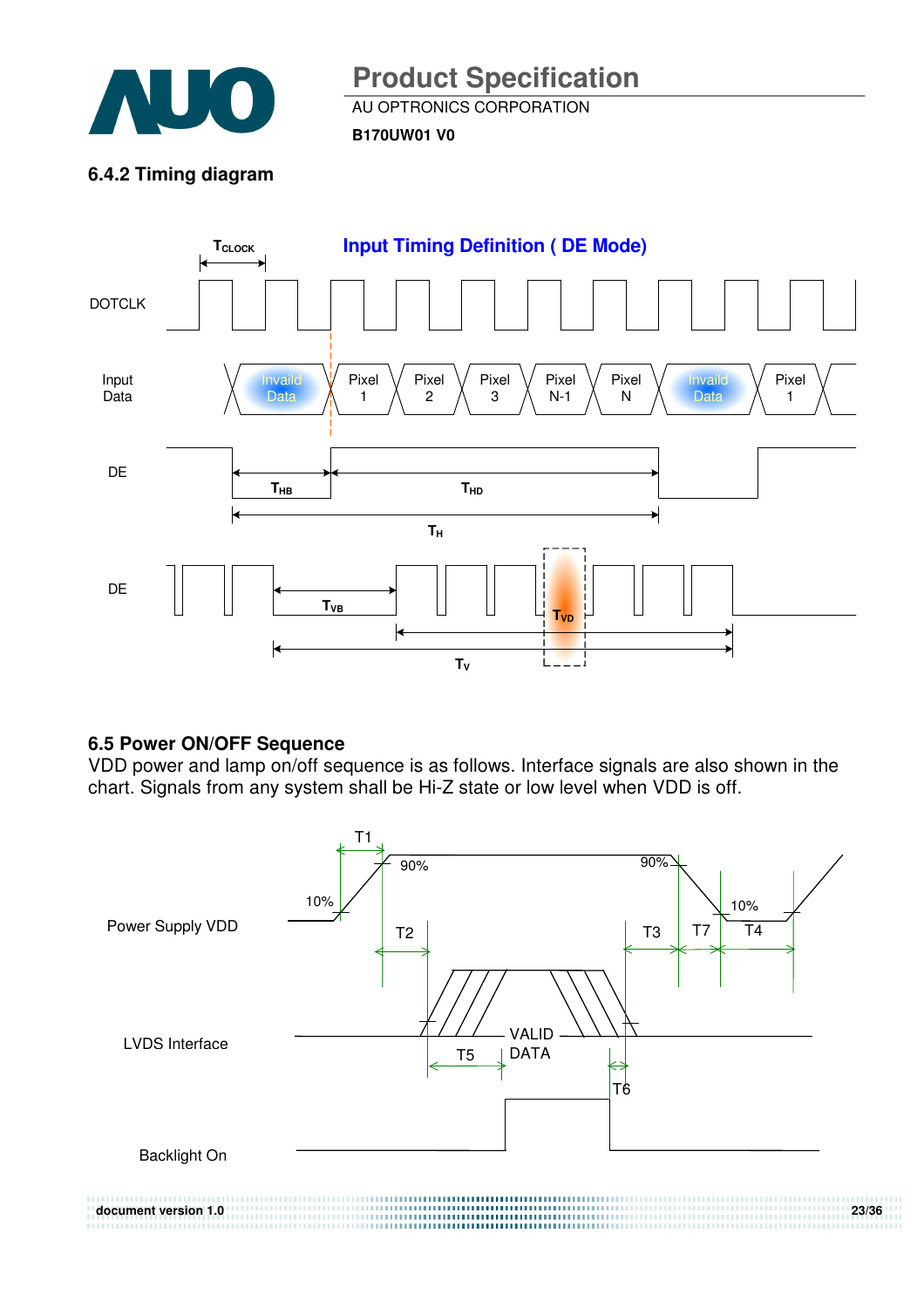### 6.4.2 Timing diagram

Input Timing Definition ( DE Mode)

DOTCLK

Input Data

DE

DE

### 6.5 Power ON/OFF Sequence

VDD power and lamp on/off sequence is as follows. Interface signals are also shown in the chart. Signals from any system shall be Hi-Z state or low level when VDD is off.

Power Supply VDD

LVDS Interface

Backlight On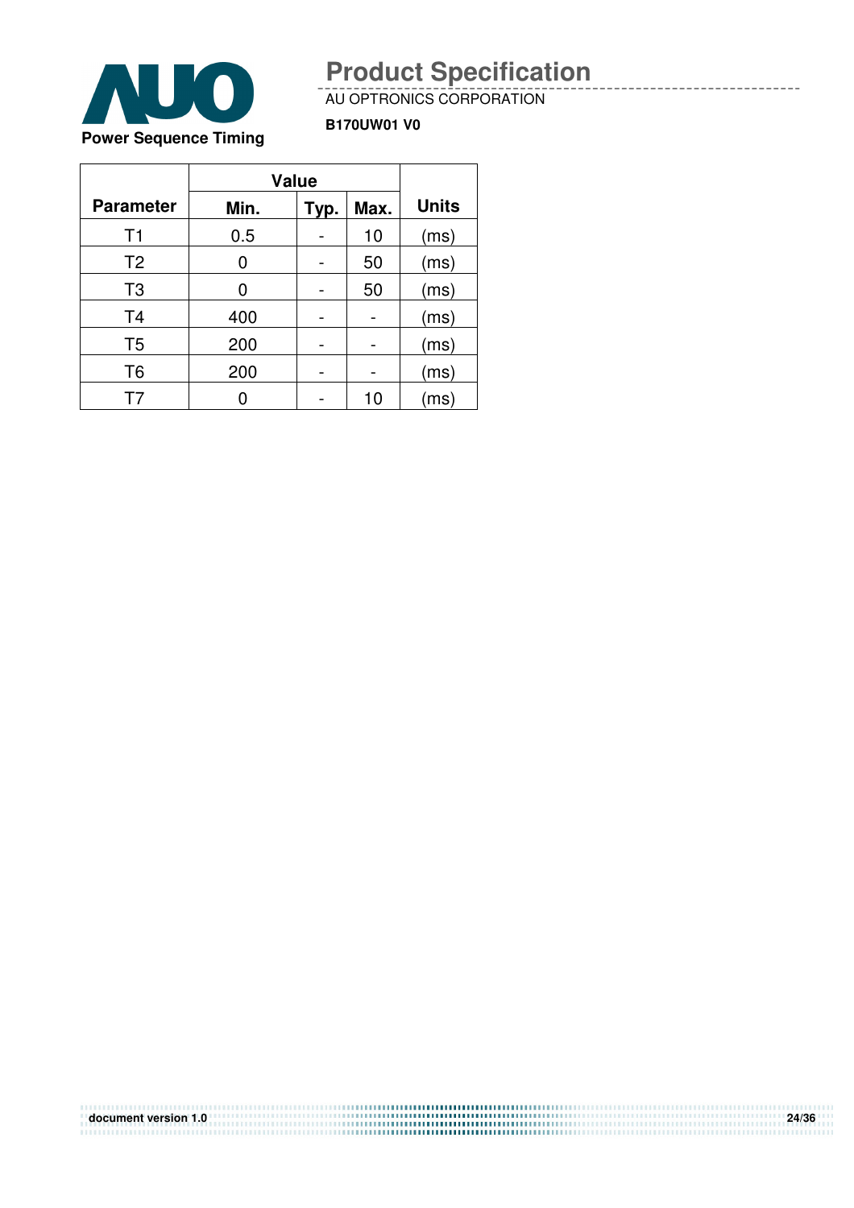**Power Sequence Timing**

| Parameter | Value | | | Units |
|---|---|---|---|---|
| | Min. | Typ. | Max. | |
| T1 | 0.5 | - | 10 | (ms) |
| T2 | 0 | - | 50 | (ms) |
| T3 | 0 | - | 50 | (ms) |
| T4 | 400 | - | - | (ms) |
| T5 | 200 | - | - | (ms) |
| T6 | 200 | - | - | (ms) |
| T7 | 0 | - | 10 | (ms) |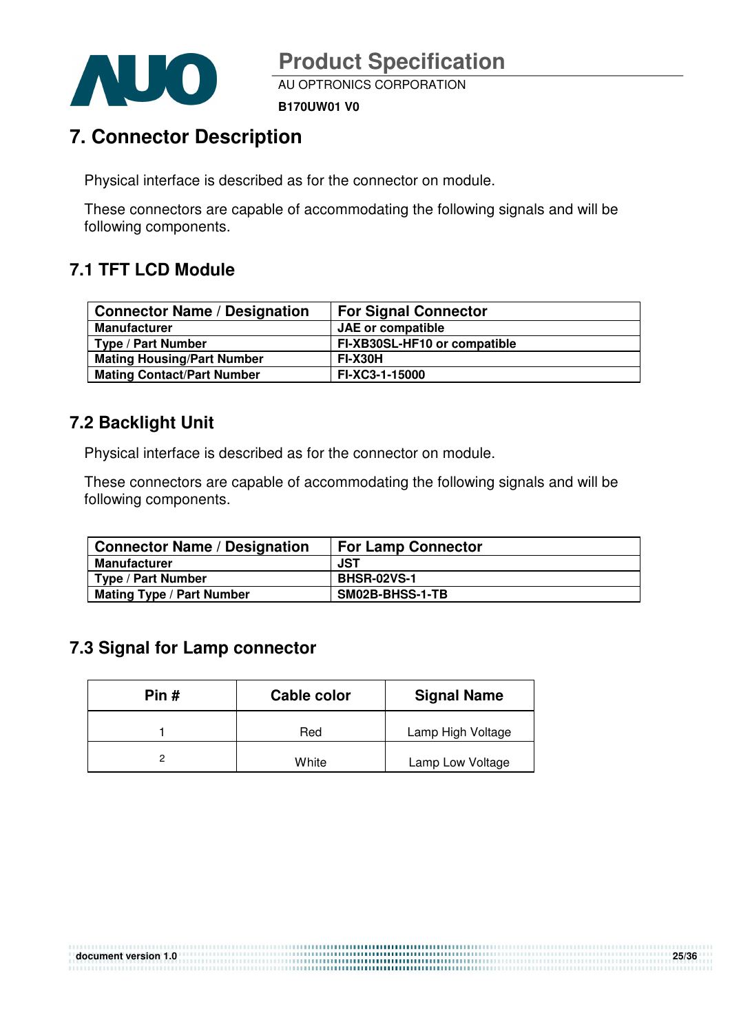# 7. Connector Description

Physical interface is described as for the connector on module.

These connectors are capable of accommodating the following signals and will be following components.

## 7.1 TFT LCD Module

| Connector Name / Designation | For Signal Connector |
|---|---|
| Manufacturer | JAE or compatible |
| Type / Part Number | FI-XB30SL-HF10 or compatible |
| Mating Housing/Part Number | FI-X30H |
| Mating Contact/Part Number | FI-XC3-1-15000 |

## 7.2 Backlight Unit

Physical interface is described as for the connector on module.

These connectors are capable of accommodating the following signals and will be following components.

| Connector Name / Designation | For Lamp Connector |
|---|---|
| Manufacturer | JST |
| Type / Part Number | BHSR-02VS-1 |
| Mating Type / Part Number | SM02B-BHSS-1-TB |

## 7.3 Signal for Lamp connector

| Pin # | Cable color | Signal Name |
|---|---|---|
| 1 | Red | Lamp High Voltage |
| 2 | White | Lamp Low Voltage |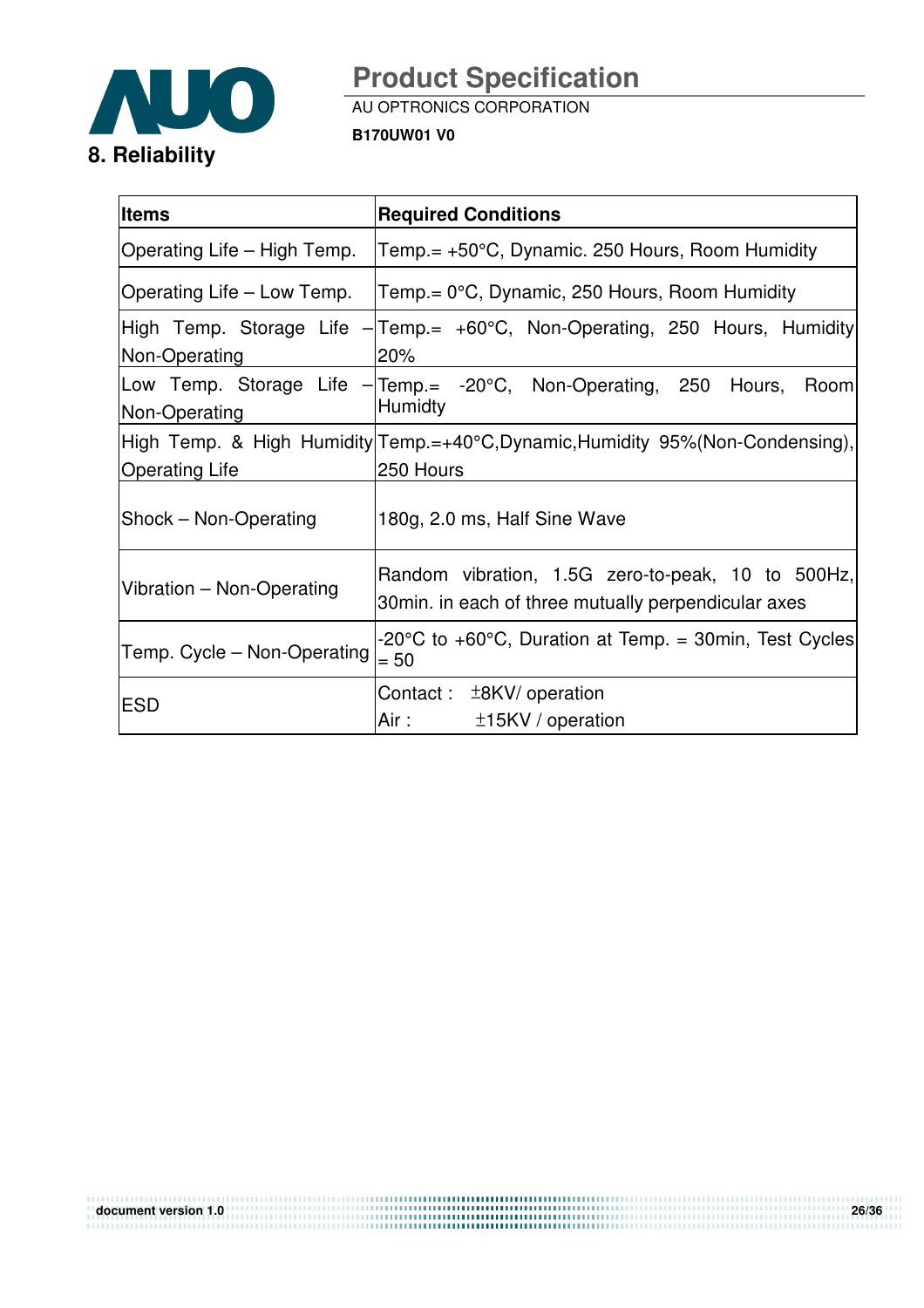## 8. Reliability

| Items | Required Conditions |
|---|---|
| Operating Life – High Temp. | Temp.= +50°C, Dynamic. 250 Hours, Room Humidity |
| Operating Life – Low Temp. | Temp.= 0°C, Dynamic, 250 Hours, Room Humidity |
| High Temp. Storage Life – Non-Operating | Temp.= +60°C, Non-Operating, 250 Hours, Humidity 20% |
| Low Temp. Storage Life – Non-Operating | Temp.= -20°C, Non-Operating, 250 Hours, Room Humidty |
| High Temp. & High Humidity Operating Life | Temp.=+40°C,Dynamic,Humidity 95%(Non-Condensing), 250 Hours |
| Shock – Non-Operating | 180g, 2.0 ms, Half Sine Wave |
| Vibration – Non-Operating | Random vibration, 1.5G zero-to-peak, 10 to 500Hz, 30min. in each of three mutually perpendicular axes |
| Temp. Cycle – Non-Operating | -20°C to +60°C, Duration at Temp. = 30min, Test Cycles = 50 |
| ESD | Contact : ±8KV/ operation<br>Air : ±15KV / operation |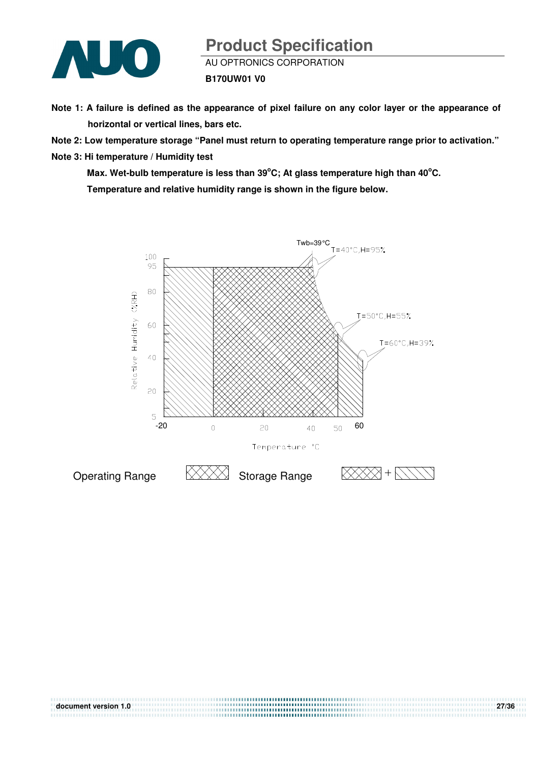**Note 1: A failure is defined as the appearance of pixel failure on any color layer or the appearance of horizontal or vertical lines, bars etc.**

**Note 2: Low temperature storage "Panel must return to operating temperature range prior to activation."**

**Note 3: Hi temperature / Humidity test**

**Max. Wet-bulb temperature is less than 39°C; At glass temperature high than 40°C.**

**Temperature and relative humidity range is shown in the figure below.**

Twb=39°C

T=40°C,H=95%

T=50°C,H=55%

T=60°C,H=39%

Relative Humidity (%RH): 100, 95, 80, 60, 40, 20, 5

Temperature °C: -20, 0, 20, 40, 50, 60

Operating Range | Storage Range (operating + additional)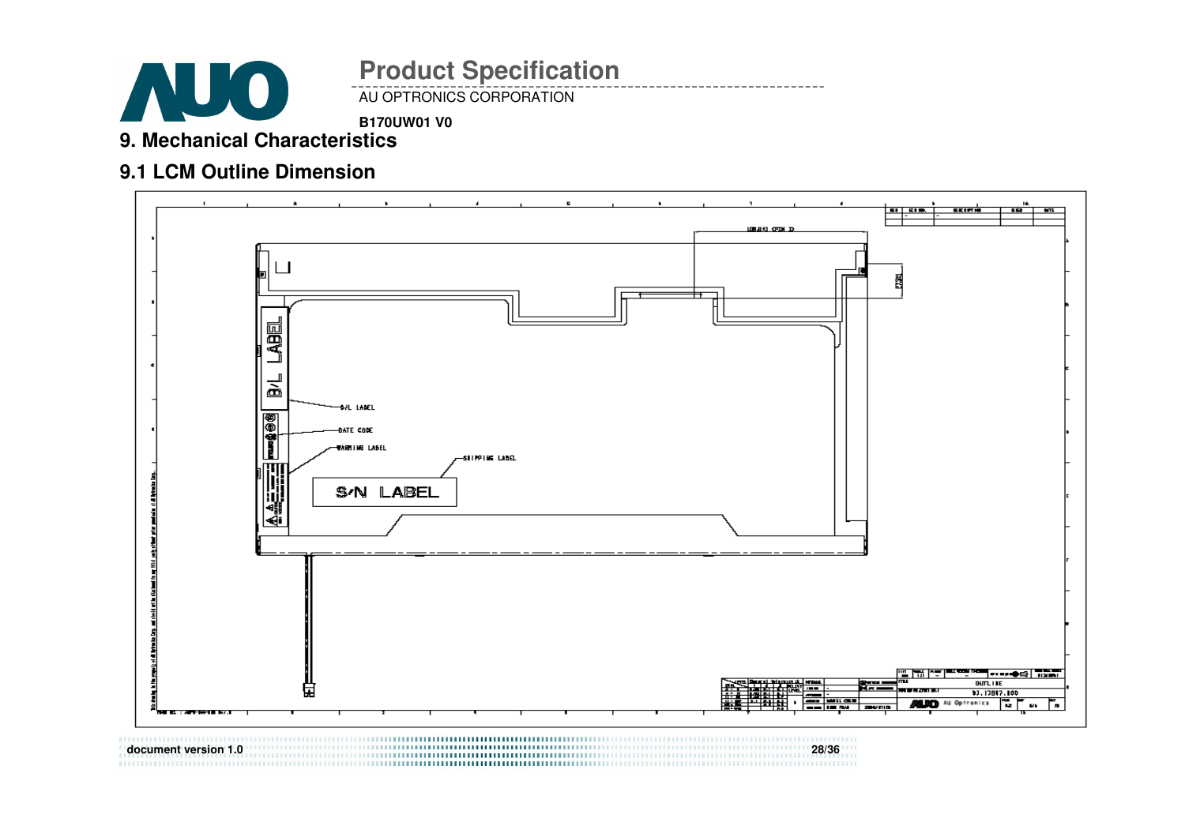## 9. Mechanical Characteristics

### 9.1 LCM Outline Dimension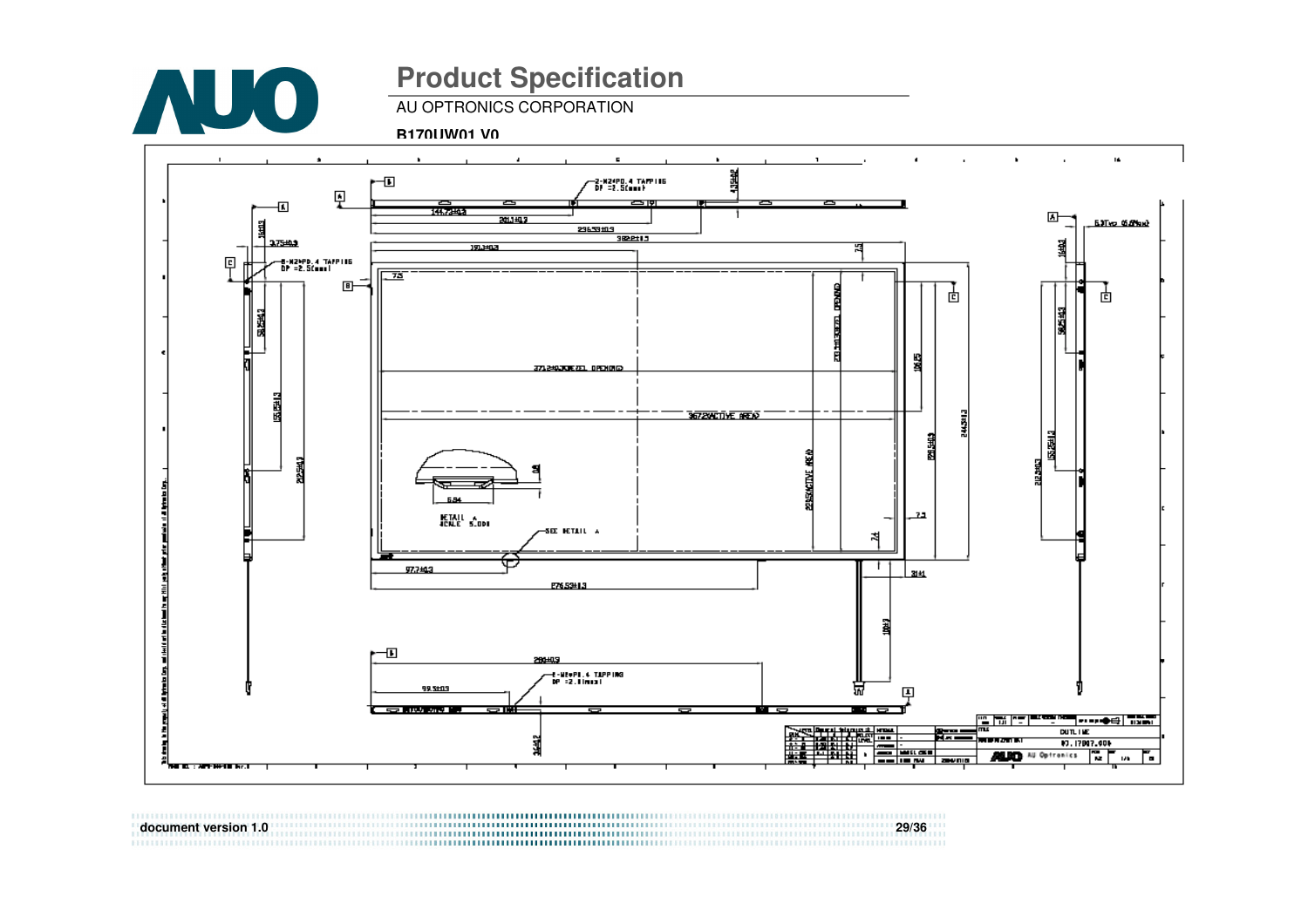# Product Specification

AU OPTRONICS CORPORATION

**B170UW01 V0**

2-M2*P0.4 TAPPING
DP =2.5(max)

4.35±0.2

144.75±0.3

201.3±0.3

236.55±0.3

382.2±1.5

15±0.3

3.75±0.3

8-M2*P0.4 TAPPING
DP =2.5(max)

193.3±0.3

7.5

371.24±0.3(BEZEL OPENING)

367.2(ACTIVE AREA)

233.1±0.3(BEZEL OPENING)

229.5(ACTIVE AREA)

58.25±0.2

155.25±1.3

207.5±0.2

6.84

0.8

DETAIL A
SCALE 5.000

SEE DETAIL A

97.7±0.3

276.53±1.3

106.35

226.5±0.3

244.5±1.3

7.5

7.4

31±1

100±3

6.3(Typ) (6.8Max)

16±0.3

58.25±0.3

155.25±1.2

212.3±0.3

280±0.3

6-M2*P0.4 TAPPING
DP =2.0(max)

99.5±0.3

3.6±0.2

OUTLINE

AU Optronics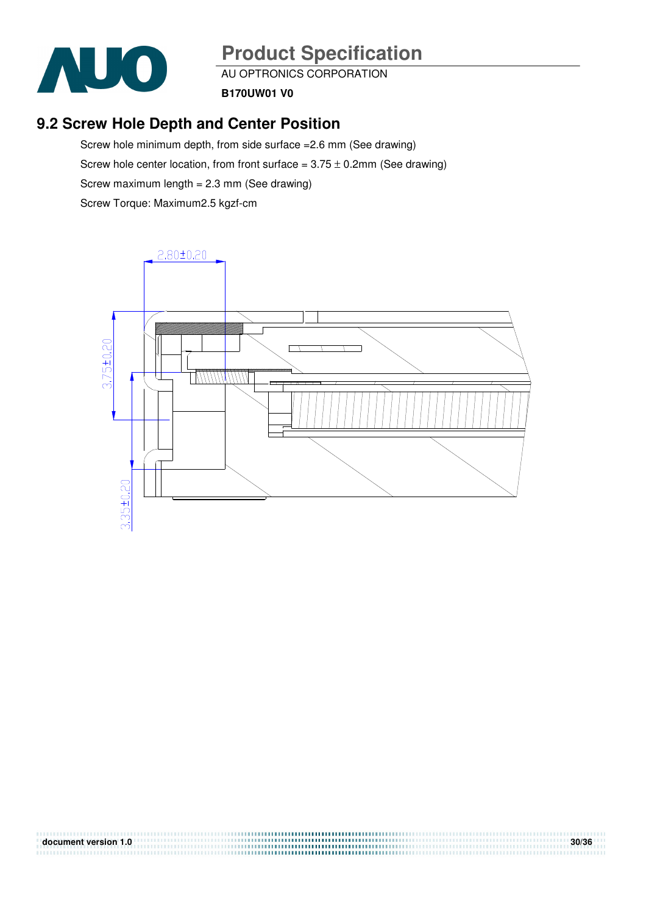## 9.2 Screw Hole Depth and Center Position

Screw hole minimum depth, from side surface =2.6 mm (See drawing)

Screw hole center location, from front surface = 3.75 ± 0.2mm (See drawing)

Screw maximum length = 2.3 mm (See drawing)

Screw Torque: Maximum2.5 kgzf-cm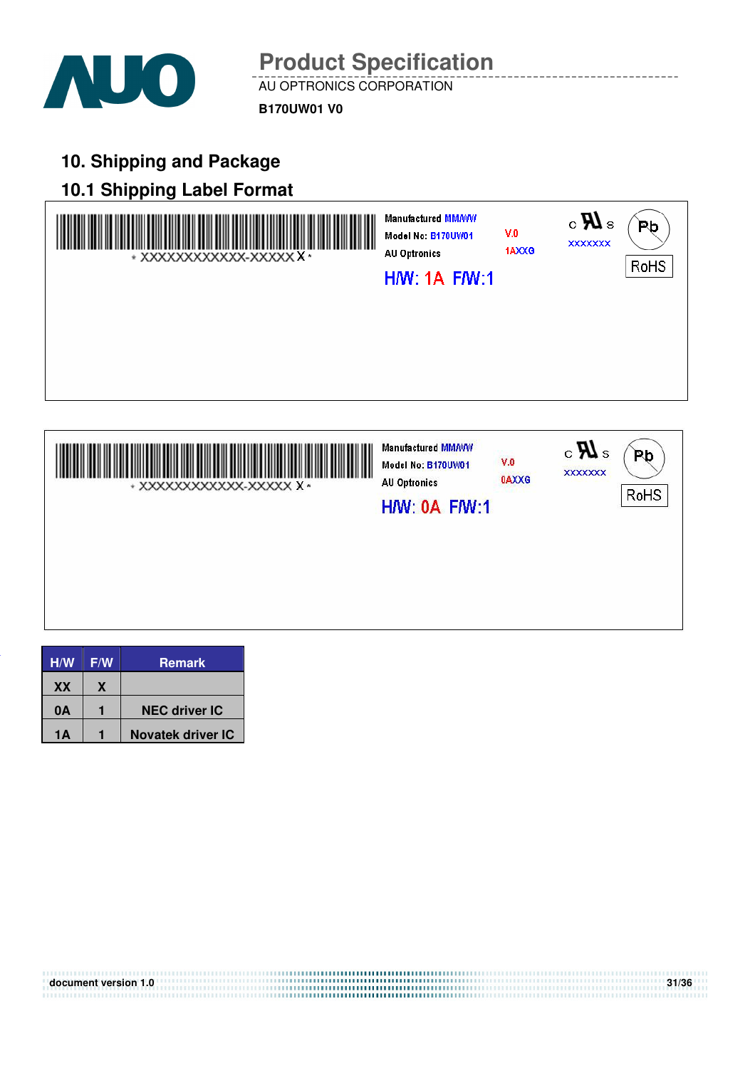## 10. Shipping and Package

### 10.1 Shipping Label Format

\* XXXXXXXXXXXX-XXXXX X \*

Manufactured MM/WW
Model No: B170UW01
AU Optronics

V.0
1AXXG

c RU s
XXXXXXX

Pb
RoHS

H/W: 1A F/W:1

\* XXXXXXXXXXXX-XXXXX X \*

Manufactured MM/WW
Model No: B170UW01
AU Optronics

V.0
0AXXG

c RU s
XXXXXXX

Pb
RoHS

H/W: 0A F/W:1

| H/W | F/W | Remark |
|---|---|---|
| XX | X | |
| 0A | 1 | NEC driver IC |
| 1A | 1 | Novatek driver IC |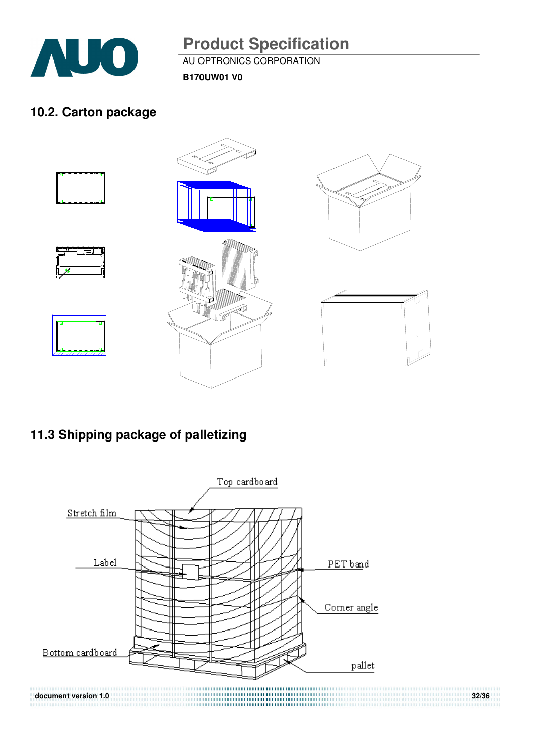## 10.2. Carton package

## 11.3 Shipping package of palletizing

Top cardboard

Stretch film

Label

PET band

Corner angle

Bottom cardboard

pallet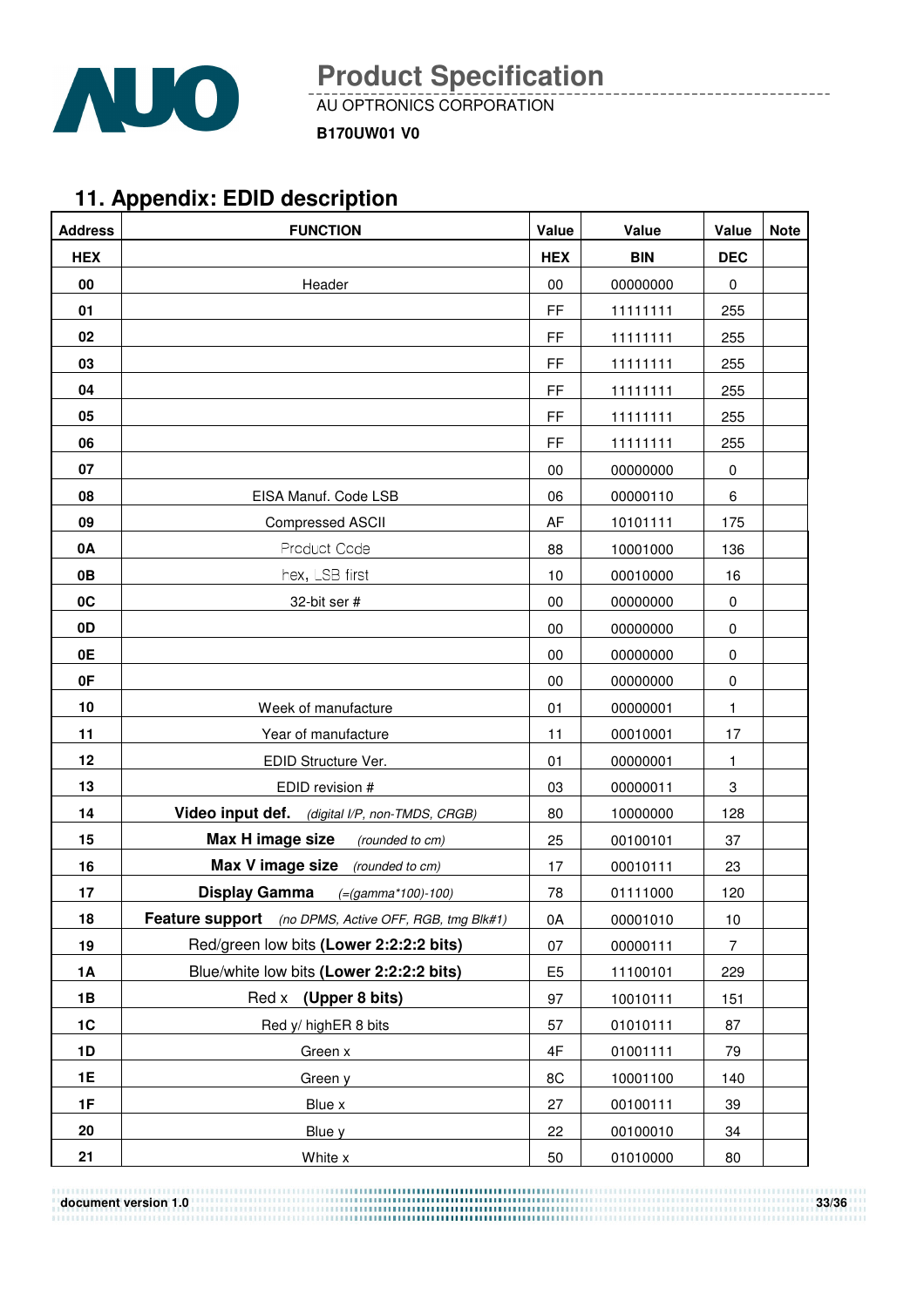## 11. Appendix: EDID description

| Address | FUNCTION | Value | Value | Value | Note |
|---|---|---|---|---|---|
| HEX | | HEX | BIN | DEC | |
| 00 | Header | 00 | 00000000 | 0 | |
| 01 | | FF | 11111111 | 255 | |
| 02 | | FF | 11111111 | 255 | |
| 03 | | FF | 11111111 | 255 | |
| 04 | | FF | 11111111 | 255 | |
| 05 | | FF | 11111111 | 255 | |
| 06 | | FF | 11111111 | 255 | |
| 07 | | 00 | 00000000 | 0 | |
| 08 | EISA Manuf. Code LSB | 06 | 00000110 | 6 | |
| 09 | Compressed ASCII | AF | 10101111 | 175 | |
| 0A | Product Code | 88 | 10001000 | 136 | |
| 0B | hex, LSB first | 10 | 00010000 | 16 | |
| 0C | 32-bit ser # | 00 | 00000000 | 0 | |
| 0D | | 00 | 00000000 | 0 | |
| 0E | | 00 | 00000000 | 0 | |
| 0F | | 00 | 00000000 | 0 | |
| 10 | Week of manufacture | 01 | 00000001 | 1 | |
| 11 | Year of manufacture | 11 | 00010001 | 17 | |
| 12 | EDID Structure Ver. | 01 | 00000001 | 1 | |
| 13 | EDID revision # | 03 | 00000011 | 3 | |
| 14 | **Video input def.** *(digital I/P, non-TMDS, CRGB)* | 80 | 10000000 | 128 | |
| 15 | **Max H image size** *(rounded to cm)* | 25 | 00100101 | 37 | |
| 16 | **Max V image size** *(rounded to cm)* | 17 | 00010111 | 23 | |
| 17 | **Display Gamma** *(=(gamma*100)-100)* | 78 | 01111000 | 120 | |
| 18 | **Feature support** *(no DPMS, Active OFF, RGB, tmg Blk#1)* | 0A | 00001010 | 10 | |
| 19 | Red/green low bits **(Lower 2:2:2:2 bits)** | 07 | 00000111 | 7 | |
| 1A | Blue/white low bits **(Lower 2:2:2:2 bits)** | E5 | 11100101 | 229 | |
| 1B | Red x **(Upper 8 bits)** | 97 | 10010111 | 151 | |
| 1C | Red y/ highER 8 bits | 57 | 01010111 | 87 | |
| 1D | Green x | 4F | 01001111 | 79 | |
| 1E | Green y | 8C | 10001100 | 140 | |
| 1F | Blue x | 27 | 00100111 | 39 | |
| 20 | Blue y | 22 | 00100010 | 34 | |
| 21 | White x | 50 | 01010000 | 80 | |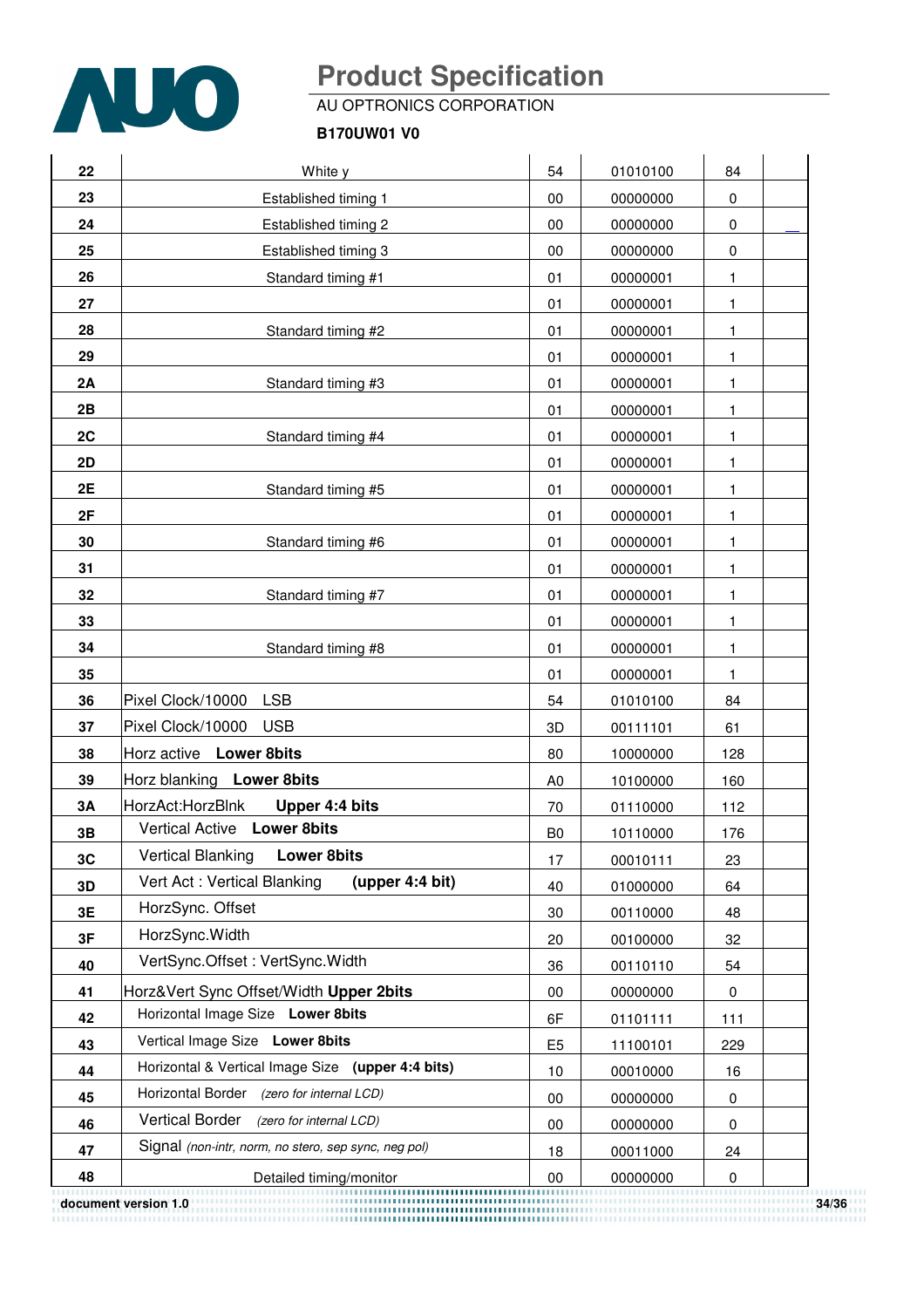| | | | | | |
|---|---|---|---|---|---|
| **22** | White y | 54 | 01010100 | 84 | |
| **23** | Established timing 1 | 00 | 00000000 | 0 | |
| **24** | Established timing 2 | 00 | 00000000 | 0 | |
| **25** | Established timing 3 | 00 | 00000000 | 0 | |
| **26** | Standard timing #1 | 01 | 00000001 | 1 | |
| **27** | | 01 | 00000001 | 1 | |
| **28** | Standard timing #2 | 01 | 00000001 | 1 | |
| **29** | | 01 | 00000001 | 1 | |
| **2A** | Standard timing #3 | 01 | 00000001 | 1 | |
| **2B** | | 01 | 00000001 | 1 | |
| **2C** | Standard timing #4 | 01 | 00000001 | 1 | |
| **2D** | | 01 | 00000001 | 1 | |
| **2E** | Standard timing #5 | 01 | 00000001 | 1 | |
| **2F** | | 01 | 00000001 | 1 | |
| **30** | Standard timing #6 | 01 | 00000001 | 1 | |
| **31** | | 01 | 00000001 | 1 | |
| **32** | Standard timing #7 | 01 | 00000001 | 1 | |
| **33** | | 01 | 00000001 | 1 | |
| **34** | Standard timing #8 | 01 | 00000001 | 1 | |
| **35** | | 01 | 00000001 | 1 | |
| **36** | Pixel Clock/10000 LSB | 54 | 01010100 | 84 | |
| **37** | Pixel Clock/10000 USB | 3D | 00111101 | 61 | |
| **38** | Horz active **Lower 8bits** | 80 | 10000000 | 128 | |
| **39** | Horz blanking **Lower 8bits** | A0 | 10100000 | 160 | |
| **3A** | HorzAct:HorzBlnk **Upper 4:4 bits** | 70 | 01110000 | 112 | |
| **3B** | Vertical Active **Lower 8bits** | B0 | 10110000 | 176 | |
| **3C** | Vertical Blanking **Lower 8bits** | 17 | 00010111 | 23 | |
| **3D** | Vert Act : Vertical Blanking **(upper 4:4 bit)** | 40 | 01000000 | 64 | |
| **3E** | HorzSync. Offset | 30 | 00110000 | 48 | |
| **3F** | HorzSync.Width | 20 | 00100000 | 32 | |
| **40** | VertSync.Offset : VertSync.Width | 36 | 00110110 | 54 | |
| **41** | Horz&Vert Sync Offset/Width **Upper 2bits** | 00 | 00000000 | 0 | |
| **42** | Horizontal Image Size **Lower 8bits** | 6F | 01101111 | 111 | |
| **43** | Vertical Image Size **Lower 8bits** | E5 | 11100101 | 229 | |
| **44** | Horizontal & Vertical Image Size **(upper 4:4 bits)** | 10 | 00010000 | 16 | |
| **45** | Horizontal Border *(zero for internal LCD)* | 00 | 00000000 | 0 | |
| **46** | Vertical Border *(zero for internal LCD)* | 00 | 00000000 | 0 | |
| **47** | Signal *(non-intr, norm, no stero, sep sync, neg pol)* | 18 | 00011000 | 24 | |
| **48** | Detailed timing/monitor | 00 | 00000000 | 0 | |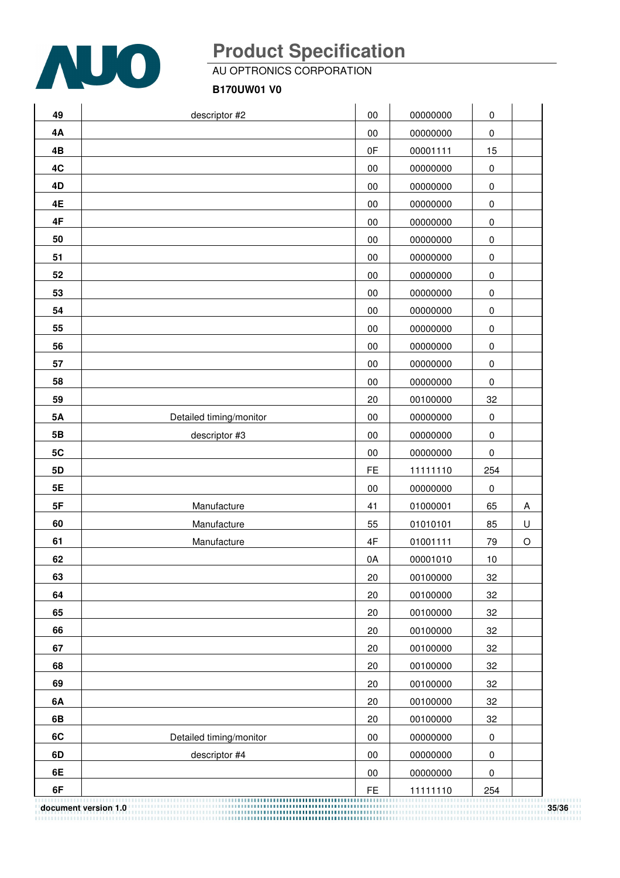| | | | | | |
|---|---|---|---|---|---|
| 49 | descriptor #2 | 00 | 00000000 | 0 | |
| 4A | | 00 | 00000000 | 0 | |
| 4B | | 0F | 00001111 | 15 | |
| 4C | | 00 | 00000000 | 0 | |
| 4D | | 00 | 00000000 | 0 | |
| 4E | | 00 | 00000000 | 0 | |
| 4F | | 00 | 00000000 | 0 | |
| 50 | | 00 | 00000000 | 0 | |
| 51 | | 00 | 00000000 | 0 | |
| 52 | | 00 | 00000000 | 0 | |
| 53 | | 00 | 00000000 | 0 | |
| 54 | | 00 | 00000000 | 0 | |
| 55 | | 00 | 00000000 | 0 | |
| 56 | | 00 | 00000000 | 0 | |
| 57 | | 00 | 00000000 | 0 | |
| 58 | | 00 | 00000000 | 0 | |
| 59 | | 20 | 00100000 | 32 | |
| 5A | Detailed timing/monitor | 00 | 00000000 | 0 | |
| 5B | descriptor #3 | 00 | 00000000 | 0 | |
| 5C | | 00 | 00000000 | 0 | |
| 5D | | FE | 11111110 | 254 | |
| 5E | | 00 | 00000000 | 0 | |
| 5F | Manufacture | 41 | 01000001 | 65 | A |
| 60 | Manufacture | 55 | 01010101 | 85 | U |
| 61 | Manufacture | 4F | 01001111 | 79 | O |
| 62 | | 0A | 00001010 | 10 | |
| 63 | | 20 | 00100000 | 32 | |
| 64 | | 20 | 00100000 | 32 | |
| 65 | | 20 | 00100000 | 32 | |
| 66 | | 20 | 00100000 | 32 | |
| 67 | | 20 | 00100000 | 32 | |
| 68 | | 20 | 00100000 | 32 | |
| 69 | | 20 | 00100000 | 32 | |
| 6A | | 20 | 00100000 | 32 | |
| 6B | | 20 | 00100000 | 32 | |
| 6C | Detailed timing/monitor | 00 | 00000000 | 0 | |
| 6D | descriptor #4 | 00 | 00000000 | 0 | |
| 6E | | 00 | 00000000 | 0 | |
| 6F | | FE | 11111110 | 254 | |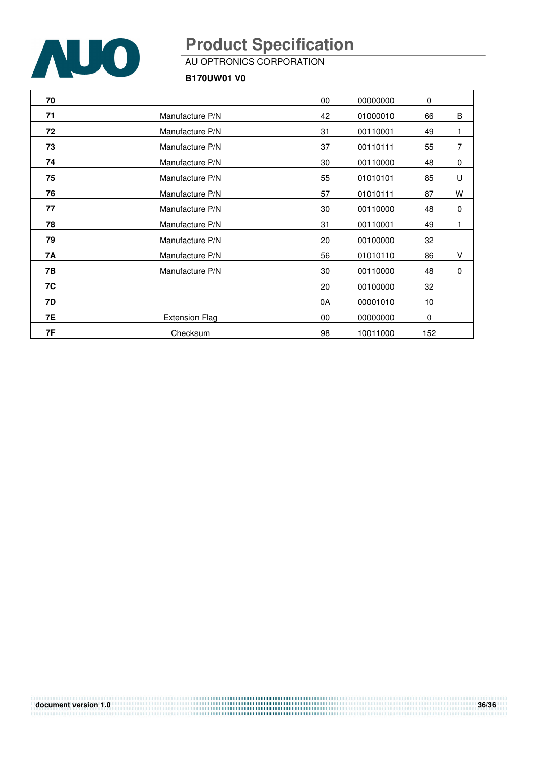| | | | | | |
|---|---|---|---|---|---|
| **70** | | 00 | 00000000 | 0 | |
| **71** | Manufacture P/N | 42 | 01000010 | 66 | B |
| **72** | Manufacture P/N | 31 | 00110001 | 49 | 1 |
| **73** | Manufacture P/N | 37 | 00110111 | 55 | 7 |
| **74** | Manufacture P/N | 30 | 00110000 | 48 | 0 |
| **75** | Manufacture P/N | 55 | 01010101 | 85 | U |
| **76** | Manufacture P/N | 57 | 01010111 | 87 | W |
| **77** | Manufacture P/N | 30 | 00110000 | 48 | 0 |
| **78** | Manufacture P/N | 31 | 00110001 | 49 | 1 |
| **79** | Manufacture P/N | 20 | 00100000 | 32 | |
| **7A** | Manufacture P/N | 56 | 01010110 | 86 | V |
| **7B** | Manufacture P/N | 30 | 00110000 | 48 | 0 |
| **7C** | | 20 | 00100000 | 32 | |
| **7D** | | 0A | 00001010 | 10 | |
| **7E** | Extension Flag | 00 | 00000000 | 0 | |
| **7F** | Checksum | 98 | 10011000 | 152 | |